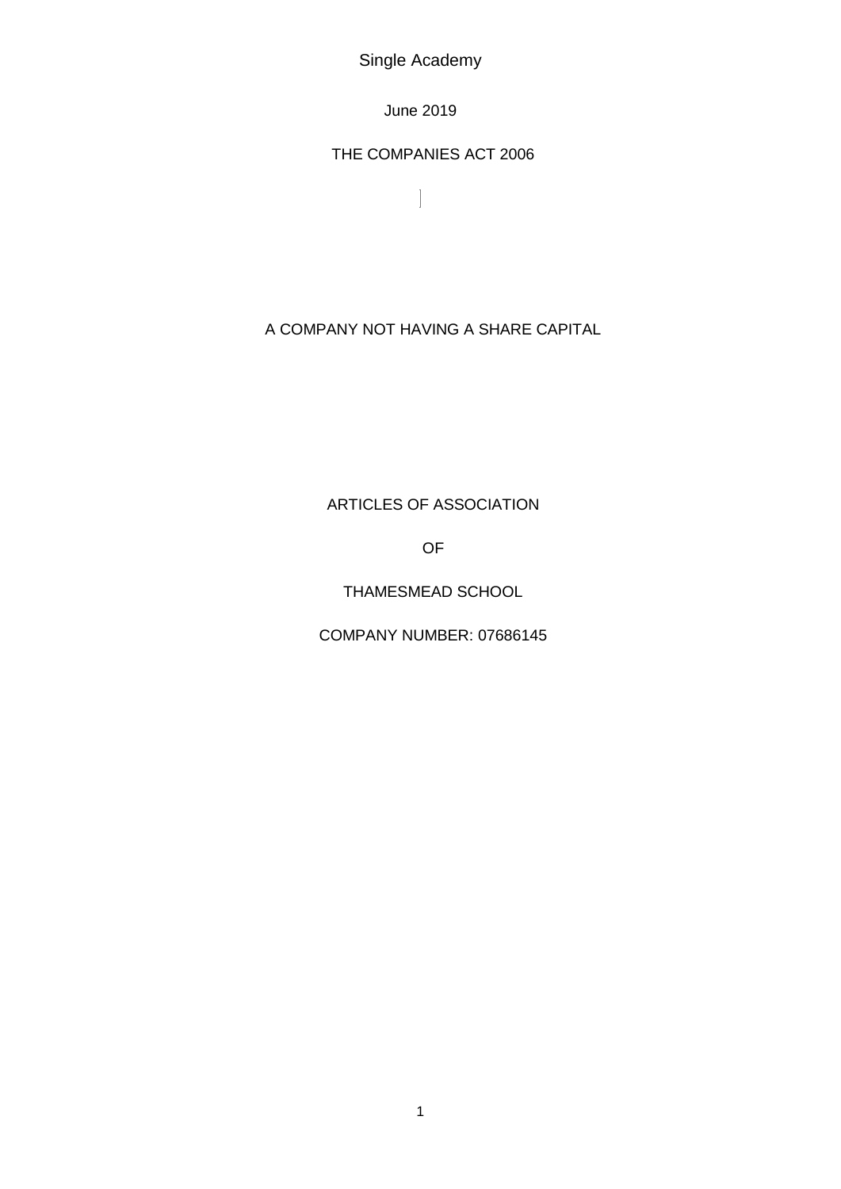Single Academy

June 2019

THE COMPANIES ACT 2006

A COMPANY NOT HAVING A SHARE CAPITAL

# ARTICLES OF ASSOCIATION

OF

THAMESMEAD SCHOOL

COMPANY NUMBER: 07686145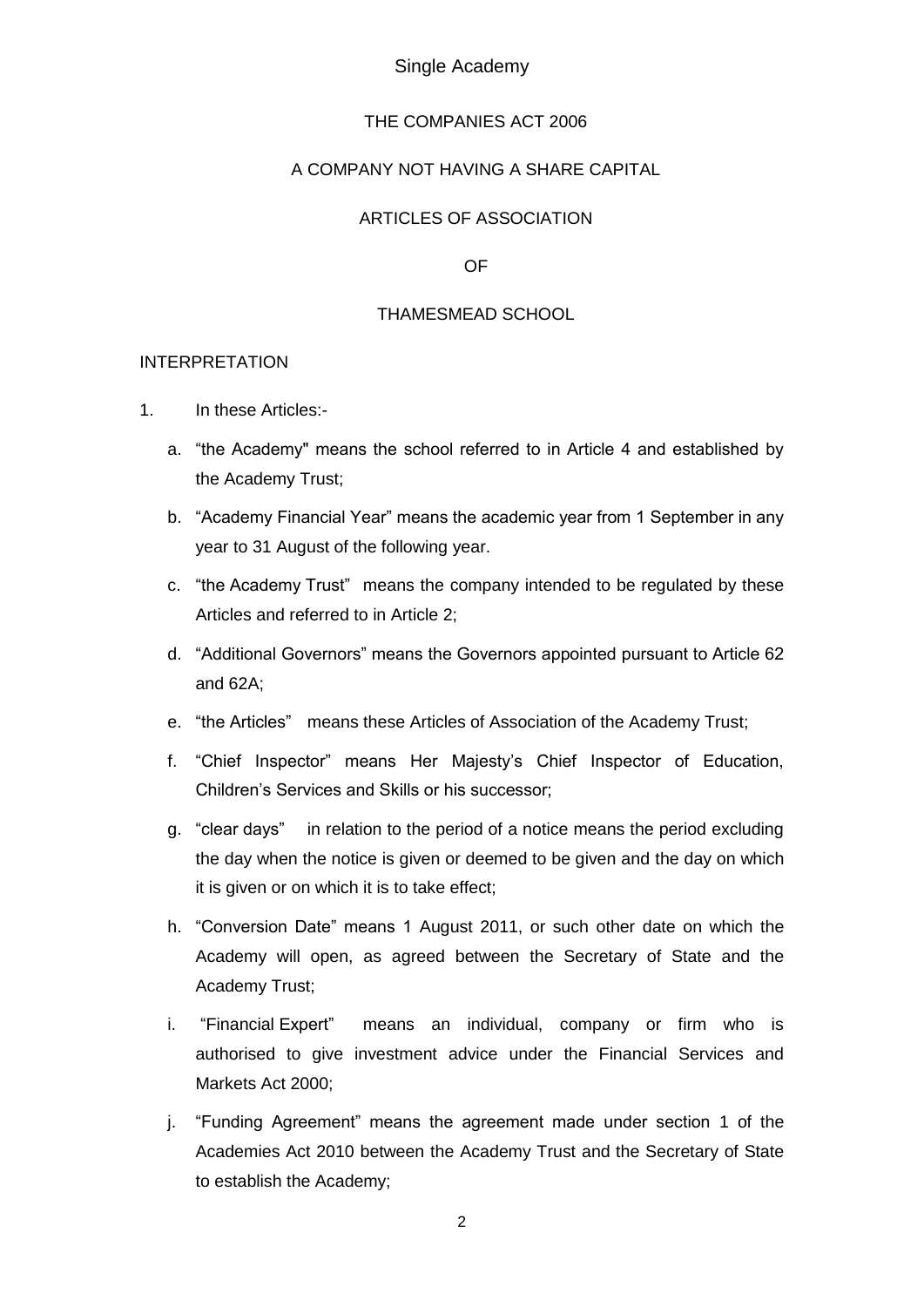Single Academy

THE COMPANIES ACT 2006

A COMPANY NOT HAVING A SHARE CAPITAL

ARTICLES OF ASSOCIATION

OF

THAMESMEAD SCHOOL

INTERPRETATION

1. In these Articles:-

   a. "the Academy" means the school referred to in Article 4 and established by the Academy Trust;

   b. "Academy Financial Year" means the academic year from 1 September in any year to 31 August of the following year.

   c. "the Academy Trust" means the company intended to be regulated by these Articles and referred to in Article 2;

   d. "Additional Governors" means the Governors appointed pursuant to Article 62 and 62A;

   e. "the Articles" means these Articles of Association of the Academy Trust;

   f. "Chief Inspector" means Her Majesty's Chief Inspector of Education, Children's Services and Skills or his successor;

   g. "clear days" in relation to the period of a notice means the period excluding the day when the notice is given or deemed to be given and the day on which it is given or on which it is to take effect;

   h. "Conversion Date" means 1 August 2011, or such other date on which the Academy will open, as agreed between the Secretary of State and the Academy Trust;

   i. "Financial Expert" means an individual, company or firm who is authorised to give investment advice under the Financial Services and Markets Act 2000;

   j. "Funding Agreement" means the agreement made under section 1 of the Academies Act 2010 between the Academy Trust and the Secretary of State to establish the Academy;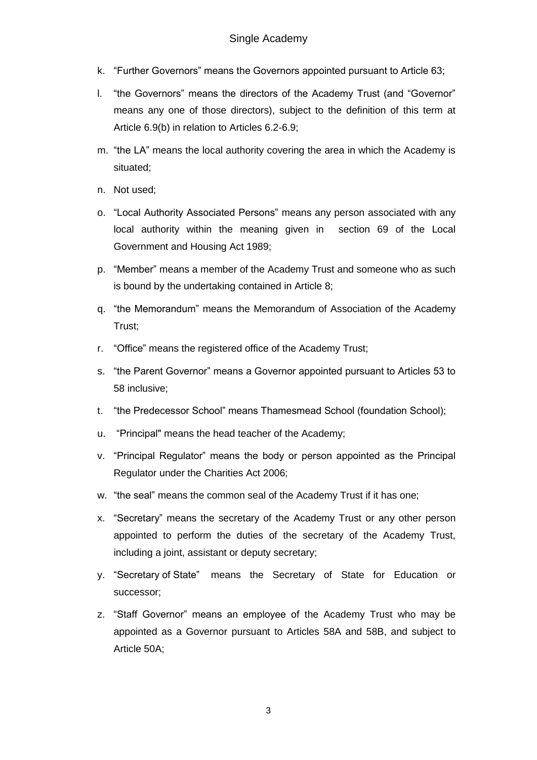k. “Further Governors” means the Governors appointed pursuant to Article 63;

l. “the Governors” means the directors of the Academy Trust (and “Governor” means any one of those directors), subject to the definition of this term at Article 6.9(b) in relation to Articles 6.2-6.9;

m. “the LA” means the local authority covering the area in which the Academy is situated;

n. Not used;

o. “Local Authority Associated Persons” means any person associated with any local authority within the meaning given in section 69 of the Local Government and Housing Act 1989;

p. “Member” means a member of the Academy Trust and someone who as such is bound by the undertaking contained in Article 8;

q. “the Memorandum” means the Memorandum of Association of the Academy Trust;

r. “Office” means the registered office of the Academy Trust;

s. “the Parent Governor” means a Governor appointed pursuant to Articles 53 to 58 inclusive;

t. “the Predecessor School” means Thamesmead School (foundation School);

u. “Principal" means the head teacher of the Academy;

v. “Principal Regulator” means the body or person appointed as the Principal Regulator under the Charities Act 2006;

w. “the seal” means the common seal of the Academy Trust if it has one;

x. “Secretary” means the secretary of the Academy Trust or any other person appointed to perform the duties of the secretary of the Academy Trust, including a joint, assistant or deputy secretary;

y. “Secretary of State” means the Secretary of State for Education or successor;

z. “Staff Governor” means an employee of the Academy Trust who may be appointed as a Governor pursuant to Articles 58A and 58B, and subject to Article 50A;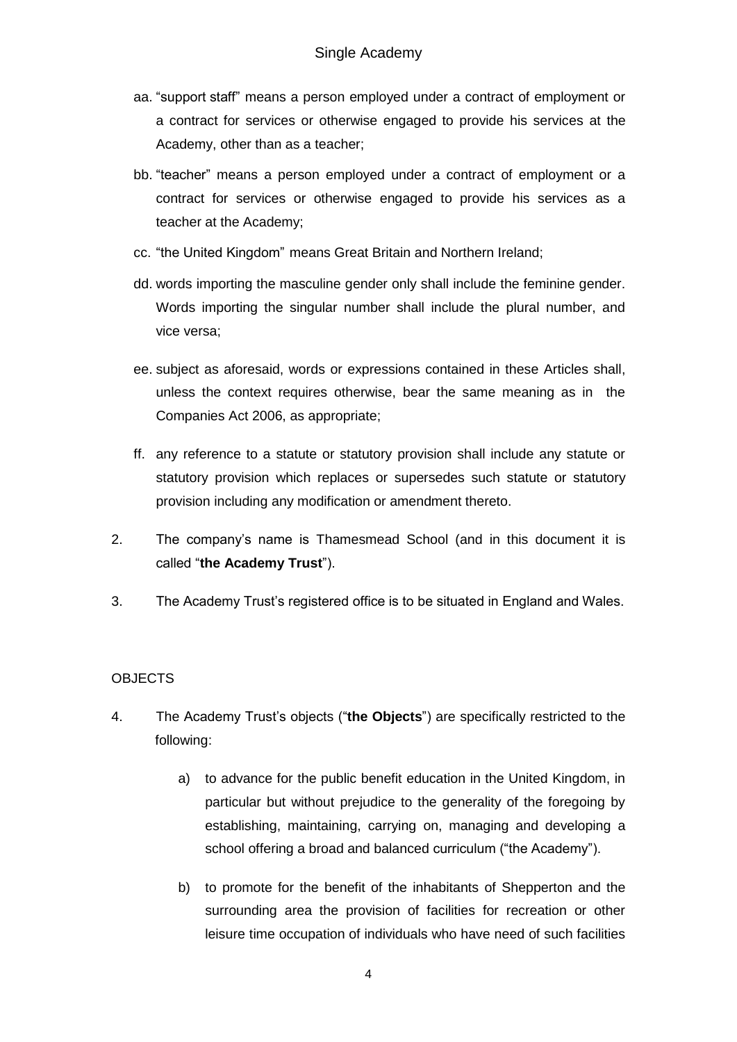aa. "support staff" means a person employed under a contract of employment or a contract for services or otherwise engaged to provide his services at the Academy, other than as a teacher;

bb. "teacher" means a person employed under a contract of employment or a contract for services or otherwise engaged to provide his services as a teacher at the Academy;

cc. "the United Kingdom" means Great Britain and Northern Ireland;

dd. words importing the masculine gender only shall include the feminine gender. Words importing the singular number shall include the plural number, and vice versa;

ee. subject as aforesaid, words or expressions contained in these Articles shall, unless the context requires otherwise, bear the same meaning as in the Companies Act 2006, as appropriate;

ff. any reference to a statute or statutory provision shall include any statute or statutory provision which replaces or supersedes such statute or statutory provision including any modification or amendment thereto.

2. The company's name is Thamesmead School (and in this document it is called "**the Academy Trust**").

3. The Academy Trust's registered office is to be situated in England and Wales.

OBJECTS

4. The Academy Trust's objects ("**the Objects**") are specifically restricted to the following:

   a) to advance for the public benefit education in the United Kingdom, in particular but without prejudice to the generality of the foregoing by establishing, maintaining, carrying on, managing and developing a school offering a broad and balanced curriculum ("the Academy").

   b) to promote for the benefit of the inhabitants of Shepperton and the surrounding area the provision of facilities for recreation or other leisure time occupation of individuals who have need of such facilities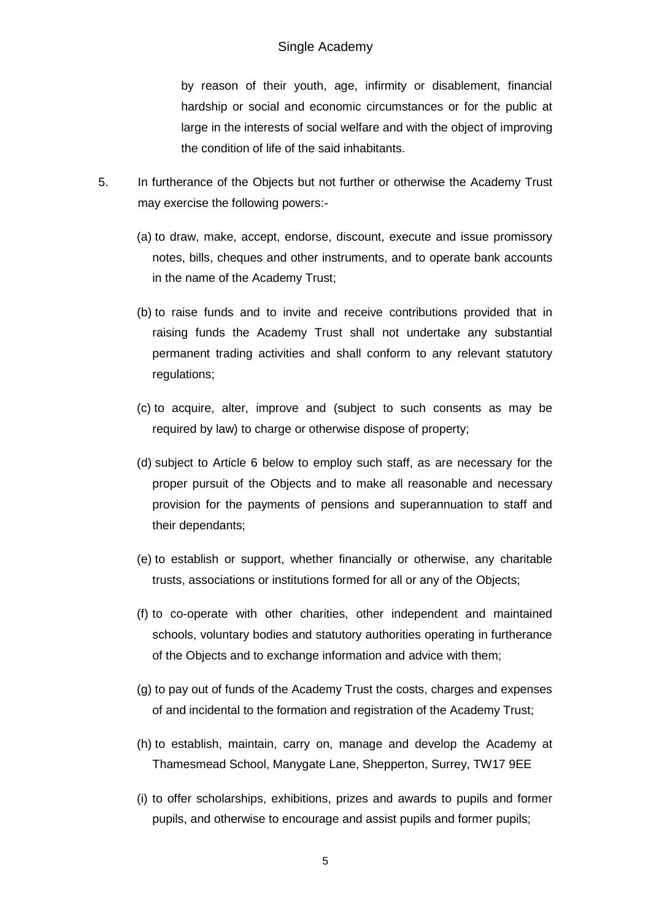by reason of their youth, age, infirmity or disablement, financial hardship or social and economic circumstances or for the public at large in the interests of social welfare and with the object of improving the condition of life of the said inhabitants.

5. In furtherance of the Objects but not further or otherwise the Academy Trust may exercise the following powers:-

   (a) to draw, make, accept, endorse, discount, execute and issue promissory notes, bills, cheques and other instruments, and to operate bank accounts in the name of the Academy Trust;

   (b) to raise funds and to invite and receive contributions provided that in raising funds the Academy Trust shall not undertake any substantial permanent trading activities and shall conform to any relevant statutory regulations;

   (c) to acquire, alter, improve and (subject to such consents as may be required by law) to charge or otherwise dispose of property;

   (d) subject to Article 6 below to employ such staff, as are necessary for the proper pursuit of the Objects and to make all reasonable and necessary provision for the payments of pensions and superannuation to staff and their dependants;

   (e) to establish or support, whether financially or otherwise, any charitable trusts, associations or institutions formed for all or any of the Objects;

   (f) to co-operate with other charities, other independent and maintained schools, voluntary bodies and statutory authorities operating in furtherance of the Objects and to exchange information and advice with them;

   (g) to pay out of funds of the Academy Trust the costs, charges and expenses of and incidental to the formation and registration of the Academy Trust;

   (h) to establish, maintain, carry on, manage and develop the Academy at Thamesmead School, Manygate Lane, Shepperton, Surrey, TW17 9EE

   (i) to offer scholarships, exhibitions, prizes and awards to pupils and former pupils, and otherwise to encourage and assist pupils and former pupils;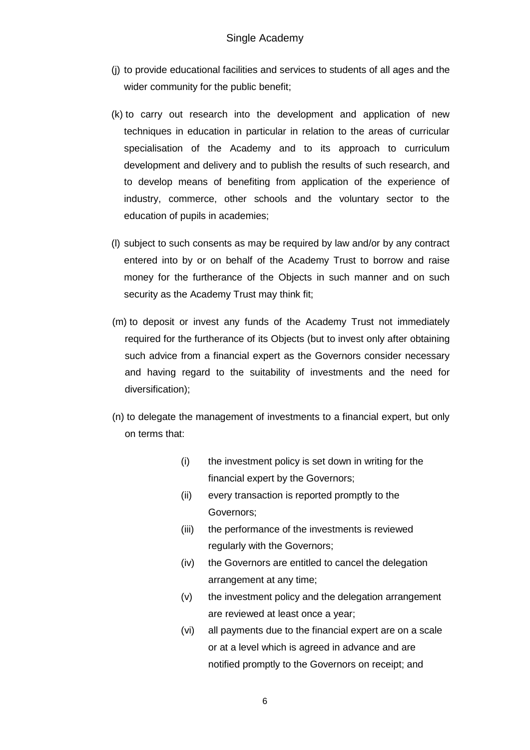(j) to provide educational facilities and services to students of all ages and the wider community for the public benefit;

(k) to carry out research into the development and application of new techniques in education in particular in relation to the areas of curricular specialisation of the Academy and to its approach to curriculum development and delivery and to publish the results of such research, and to develop means of benefiting from application of the experience of industry, commerce, other schools and the voluntary sector to the education of pupils in academies;

(l) subject to such consents as may be required by law and/or by any contract entered into by or on behalf of the Academy Trust to borrow and raise money for the furtherance of the Objects in such manner and on such security as the Academy Trust may think fit;

(m) to deposit or invest any funds of the Academy Trust not immediately required for the furtherance of its Objects (but to invest only after obtaining such advice from a financial expert as the Governors consider necessary and having regard to the suitability of investments and the need for diversification);

(n) to delegate the management of investments to a financial expert, but only on terms that:

- (i) the investment policy is set down in writing for the financial expert by the Governors;
- (ii) every transaction is reported promptly to the Governors;
- (iii) the performance of the investments is reviewed regularly with the Governors;
- (iv) the Governors are entitled to cancel the delegation arrangement at any time;
- (v) the investment policy and the delegation arrangement are reviewed at least once a year;
- (vi) all payments due to the financial expert are on a scale or at a level which is agreed in advance and are notified promptly to the Governors on receipt; and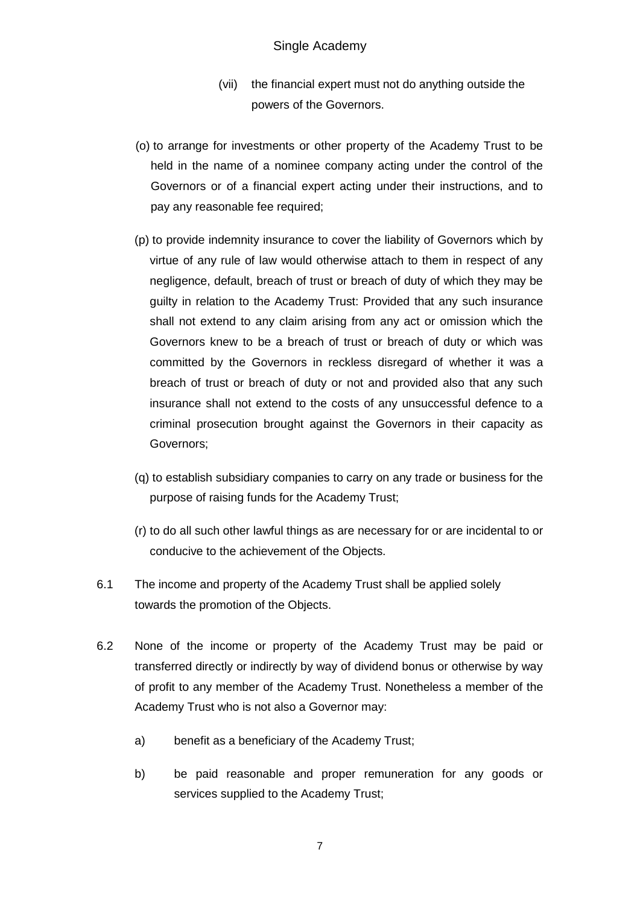(vii) the financial expert must not do anything outside the powers of the Governors.

(o) to arrange for investments or other property of the Academy Trust to be held in the name of a nominee company acting under the control of the Governors or of a financial expert acting under their instructions, and to pay any reasonable fee required;

(p) to provide indemnity insurance to cover the liability of Governors which by virtue of any rule of law would otherwise attach to them in respect of any negligence, default, breach of trust or breach of duty of which they may be guilty in relation to the Academy Trust: Provided that any such insurance shall not extend to any claim arising from any act or omission which the Governors knew to be a breach of trust or breach of duty or which was committed by the Governors in reckless disregard of whether it was a breach of trust or breach of duty or not and provided also that any such insurance shall not extend to the costs of any unsuccessful defence to a criminal prosecution brought against the Governors in their capacity as Governors;

(q) to establish subsidiary companies to carry on any trade or business for the purpose of raising funds for the Academy Trust;

(r) to do all such other lawful things as are necessary for or are incidental to or conducive to the achievement of the Objects.

6.1 The income and property of the Academy Trust shall be applied solely towards the promotion of the Objects.

6.2 None of the income or property of the Academy Trust may be paid or transferred directly or indirectly by way of dividend bonus or otherwise by way of profit to any member of the Academy Trust. Nonetheless a member of the Academy Trust who is not also a Governor may:

a) benefit as a beneficiary of the Academy Trust;

b) be paid reasonable and proper remuneration for any goods or services supplied to the Academy Trust;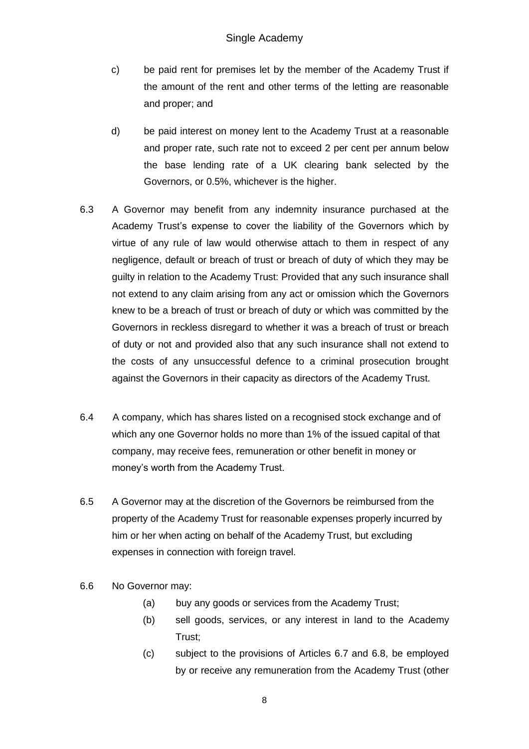c) be paid rent for premises let by the member of the Academy Trust if the amount of the rent and other terms of the letting are reasonable and proper; and

d) be paid interest on money lent to the Academy Trust at a reasonable and proper rate, such rate not to exceed 2 per cent per annum below the base lending rate of a UK clearing bank selected by the Governors, or 0.5%, whichever is the higher.

6.3 A Governor may benefit from any indemnity insurance purchased at the Academy Trust's expense to cover the liability of the Governors which by virtue of any rule of law would otherwise attach to them in respect of any negligence, default or breach of trust or breach of duty of which they may be guilty in relation to the Academy Trust: Provided that any such insurance shall not extend to any claim arising from any act or omission which the Governors knew to be a breach of trust or breach of duty or which was committed by the Governors in reckless disregard to whether it was a breach of trust or breach of duty or not and provided also that any such insurance shall not extend to the costs of any unsuccessful defence to a criminal prosecution brought against the Governors in their capacity as directors of the Academy Trust.

6.4 A company, which has shares listed on a recognised stock exchange and of which any one Governor holds no more than 1% of the issued capital of that company, may receive fees, remuneration or other benefit in money or money's worth from the Academy Trust.

6.5 A Governor may at the discretion of the Governors be reimbursed from the property of the Academy Trust for reasonable expenses properly incurred by him or her when acting on behalf of the Academy Trust, but excluding expenses in connection with foreign travel.

6.6 No Governor may:

(a) buy any goods or services from the Academy Trust;

(b) sell goods, services, or any interest in land to the Academy Trust;

(c) subject to the provisions of Articles 6.7 and 6.8, be employed by or receive any remuneration from the Academy Trust (other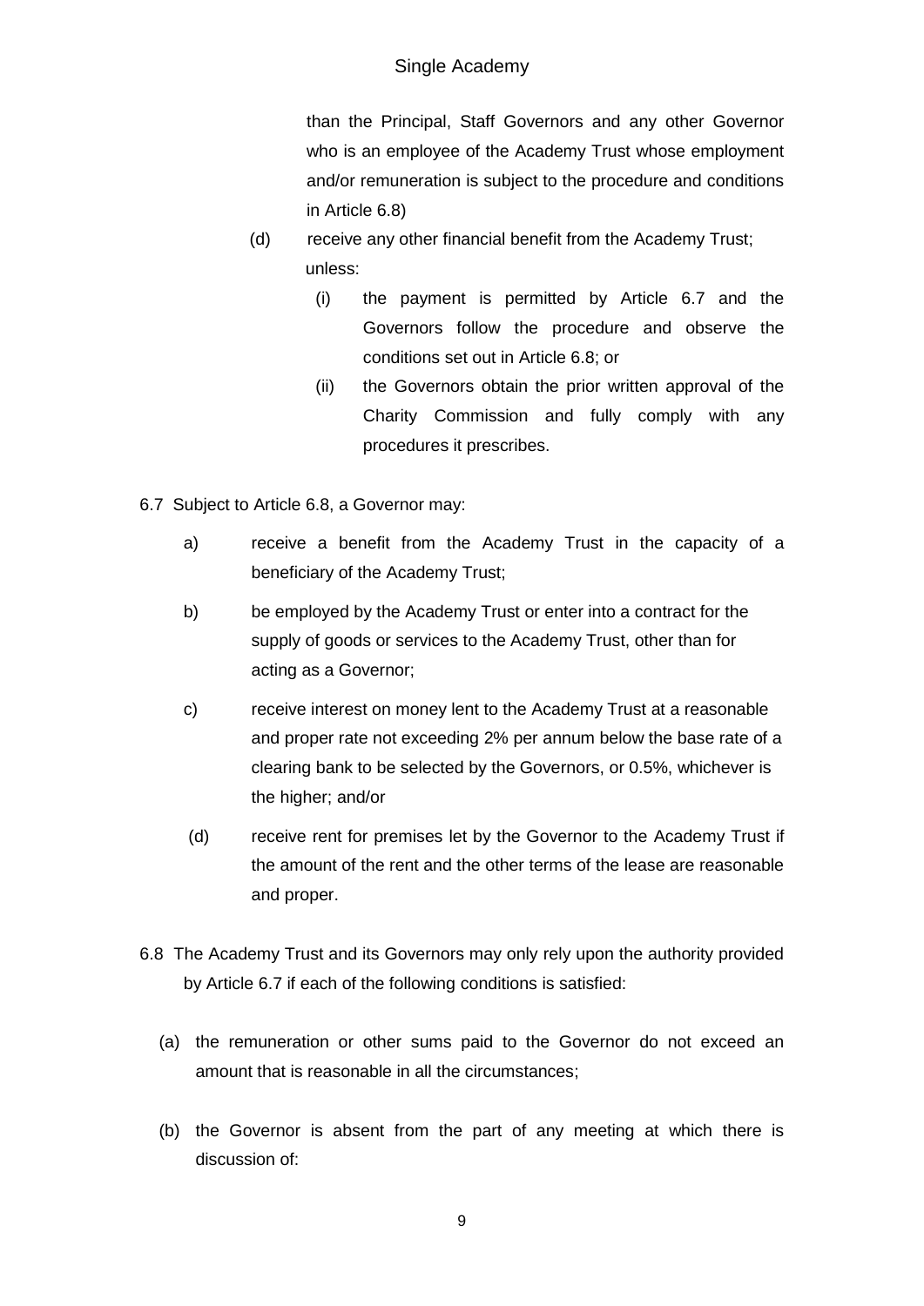than the Principal, Staff Governors and any other Governor who is an employee of the Academy Trust whose employment and/or remuneration is subject to the procedure and conditions in Article 6.8)

(d) receive any other financial benefit from the Academy Trust; unless:

  (i) the payment is permitted by Article 6.7 and the Governors follow the procedure and observe the conditions set out in Article 6.8; or

  (ii) the Governors obtain the prior written approval of the Charity Commission and fully comply with any procedures it prescribes.

6.7 Subject to Article 6.8, a Governor may:

a) receive a benefit from the Academy Trust in the capacity of a beneficiary of the Academy Trust;

b) be employed by the Academy Trust or enter into a contract for the supply of goods or services to the Academy Trust, other than for acting as a Governor;

c) receive interest on money lent to the Academy Trust at a reasonable and proper rate not exceeding 2% per annum below the base rate of a clearing bank to be selected by the Governors, or 0.5%, whichever is the higher; and/or

(d) receive rent for premises let by the Governor to the Academy Trust if the amount of the rent and the other terms of the lease are reasonable and proper.

6.8 The Academy Trust and its Governors may only rely upon the authority provided by Article 6.7 if each of the following conditions is satisfied:

(a) the remuneration or other sums paid to the Governor do not exceed an amount that is reasonable in all the circumstances;

(b) the Governor is absent from the part of any meeting at which there is discussion of: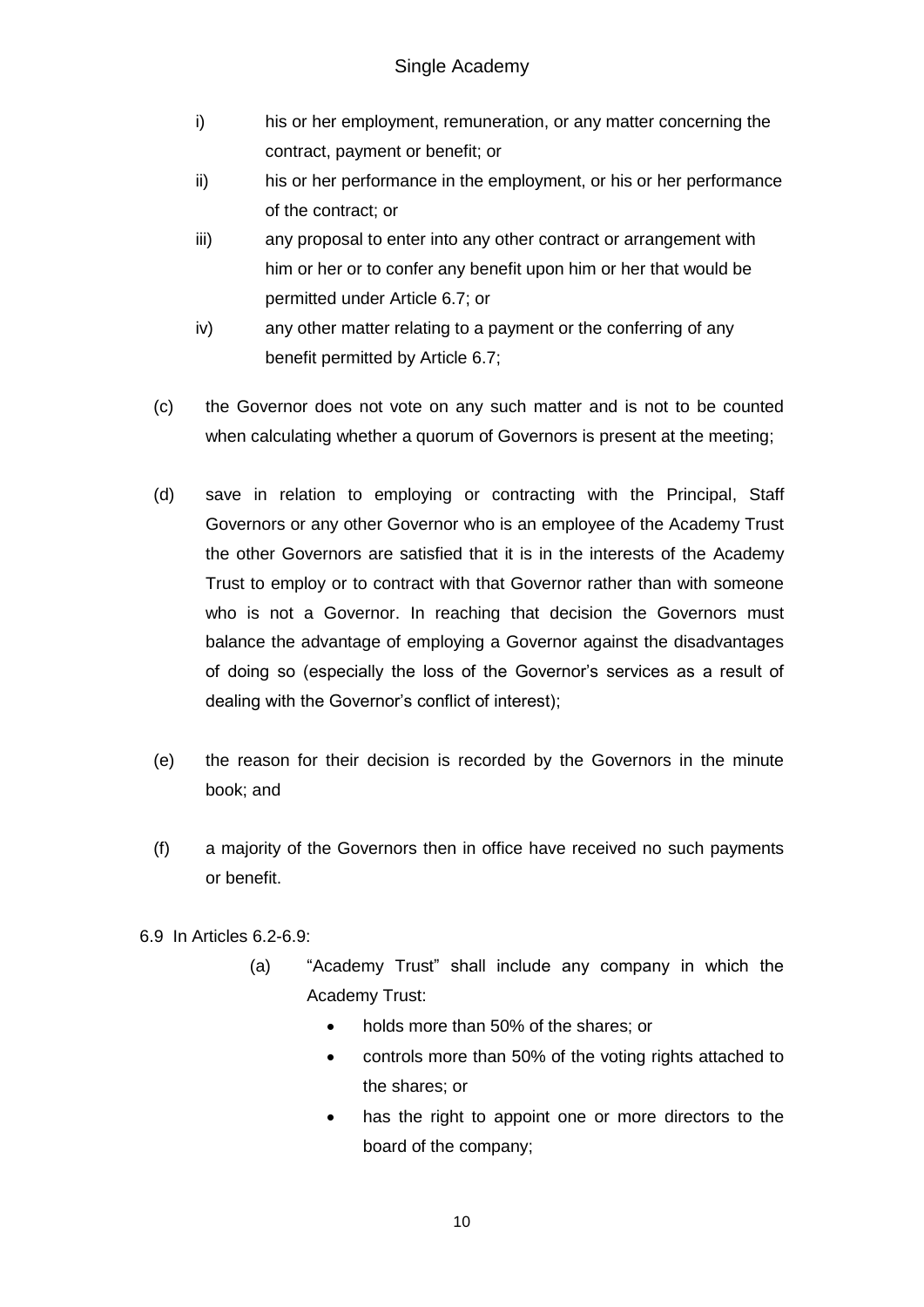i) his or her employment, remuneration, or any matter concerning the contract, payment or benefit; or

ii) his or her performance in the employment, or his or her performance of the contract; or

iii) any proposal to enter into any other contract or arrangement with him or her or to confer any benefit upon him or her that would be permitted under Article 6.7; or

iv) any other matter relating to a payment or the conferring of any benefit permitted by Article 6.7;

(c) the Governor does not vote on any such matter and is not to be counted when calculating whether a quorum of Governors is present at the meeting;

(d) save in relation to employing or contracting with the Principal, Staff Governors or any other Governor who is an employee of the Academy Trust the other Governors are satisfied that it is in the interests of the Academy Trust to employ or to contract with that Governor rather than with someone who is not a Governor. In reaching that decision the Governors must balance the advantage of employing a Governor against the disadvantages of doing so (especially the loss of the Governor's services as a result of dealing with the Governor's conflict of interest);

(e) the reason for their decision is recorded by the Governors in the minute book; and

(f) a majority of the Governors then in office have received no such payments or benefit.

6.9 In Articles 6.2-6.9:

(a) "Academy Trust" shall include any company in which the Academy Trust:

- holds more than 50% of the shares; or
- controls more than 50% of the voting rights attached to the shares; or
- has the right to appoint one or more directors to the board of the company;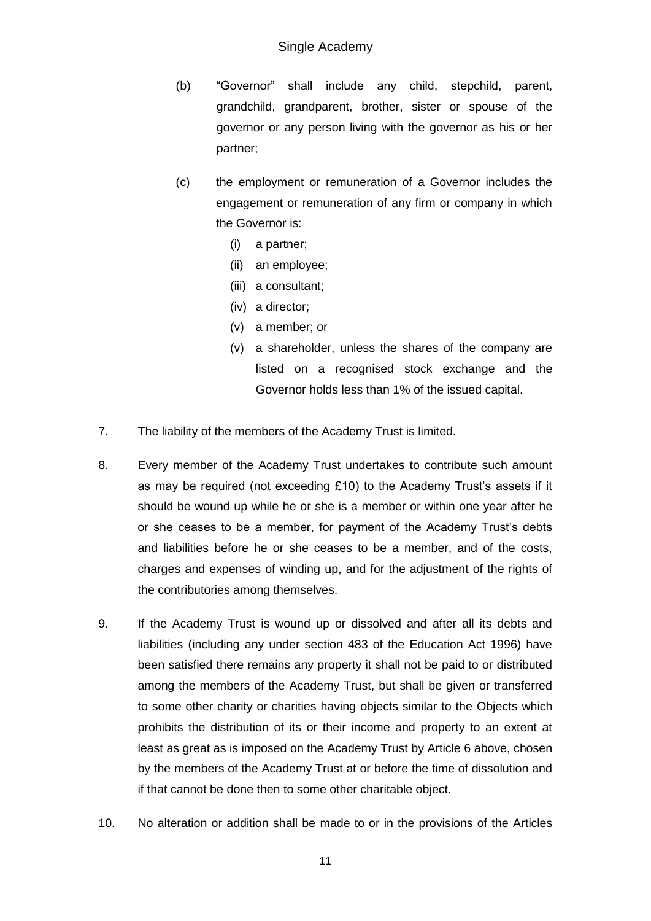(b) "Governor" shall include any child, stepchild, parent, grandchild, grandparent, brother, sister or spouse of the governor or any person living with the governor as his or her partner;

(c) the employment or remuneration of a Governor includes the engagement or remuneration of any firm or company in which the Governor is:

  (i) a partner;
  (ii) an employee;
  (iii) a consultant;
  (iv) a director;
  (v) a member; or
  (v) a shareholder, unless the shares of the company are listed on a recognised stock exchange and the Governor holds less than 1% of the issued capital.

7. The liability of the members of the Academy Trust is limited.

8. Every member of the Academy Trust undertakes to contribute such amount as may be required (not exceeding £10) to the Academy Trust's assets if it should be wound up while he or she is a member or within one year after he or she ceases to be a member, for payment of the Academy Trust's debts and liabilities before he or she ceases to be a member, and of the costs, charges and expenses of winding up, and for the adjustment of the rights of the contributories among themselves.

9. If the Academy Trust is wound up or dissolved and after all its debts and liabilities (including any under section 483 of the Education Act 1996) have been satisfied there remains any property it shall not be paid to or distributed among the members of the Academy Trust, but shall be given or transferred to some other charity or charities having objects similar to the Objects which prohibits the distribution of its or their income and property to an extent at least as great as is imposed on the Academy Trust by Article 6 above, chosen by the members of the Academy Trust at or before the time of dissolution and if that cannot be done then to some other charitable object.

10. No alteration or addition shall be made to or in the provisions of the Articles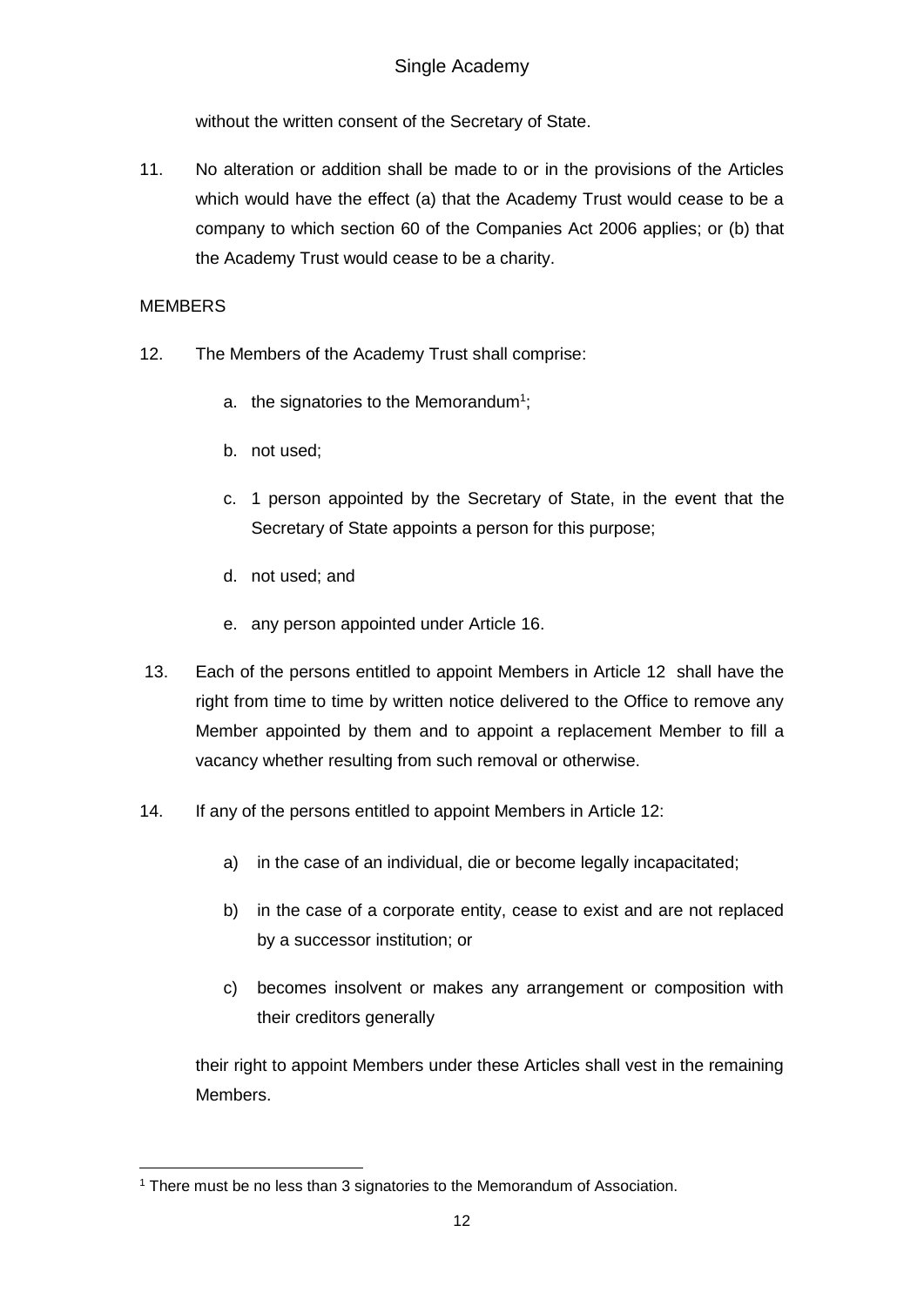without the written consent of the Secretary of State.

11. No alteration or addition shall be made to or in the provisions of the Articles which would have the effect (a) that the Academy Trust would cease to be a company to which section 60 of the Companies Act 2006 applies; or (b) that the Academy Trust would cease to be a charity.

MEMBERS

12. The Members of the Academy Trust shall comprise:

    a. the signatories to the Memorandum[1];

    b. not used;

    c. 1 person appointed by the Secretary of State, in the event that the Secretary of State appoints a person for this purpose;

    d. not used; and

    e. any person appointed under Article 16.

13. Each of the persons entitled to appoint Members in Article 12 shall have the right from time to time by written notice delivered to the Office to remove any Member appointed by them and to appoint a replacement Member to fill a vacancy whether resulting from such removal or otherwise.

14. If any of the persons entitled to appoint Members in Article 12:

    a) in the case of an individual, die or become legally incapacitated;

    b) in the case of a corporate entity, cease to exist and are not replaced by a successor institution; or

    c) becomes insolvent or makes any arrangement or composition with their creditors generally

    their right to appoint Members under these Articles shall vest in the remaining Members.

[1] There must be no less than 3 signatories to the Memorandum of Association.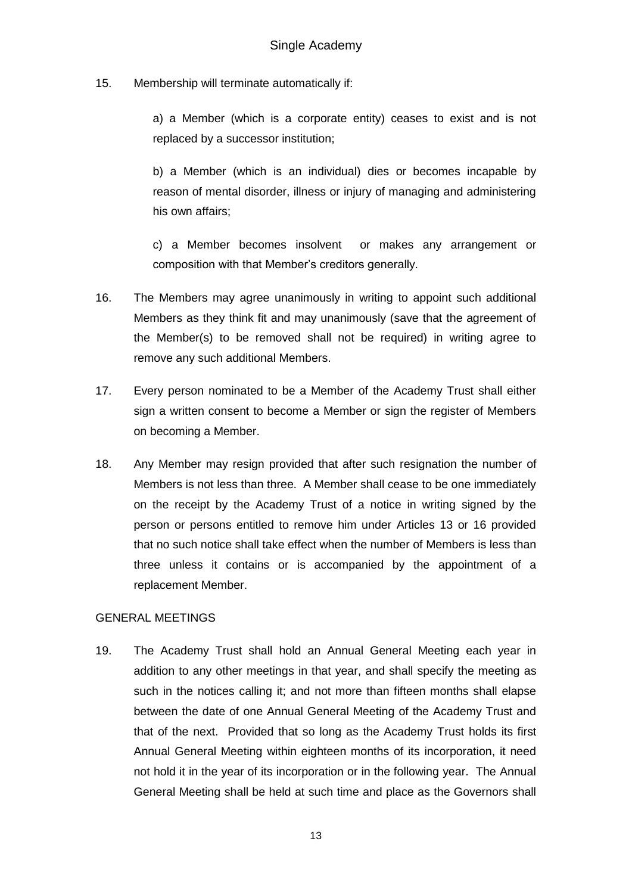15. Membership will terminate automatically if:

    a) a Member (which is a corporate entity) ceases to exist and is not replaced by a successor institution;

    b) a Member (which is an individual) dies or becomes incapable by reason of mental disorder, illness or injury of managing and administering his own affairs;

    c) a Member becomes insolvent or makes any arrangement or composition with that Member's creditors generally.

16. The Members may agree unanimously in writing to appoint such additional Members as they think fit and may unanimously (save that the agreement of the Member(s) to be removed shall not be required) in writing agree to remove any such additional Members.

17. Every person nominated to be a Member of the Academy Trust shall either sign a written consent to become a Member or sign the register of Members on becoming a Member.

18. Any Member may resign provided that after such resignation the number of Members is not less than three. A Member shall cease to be one immediately on the receipt by the Academy Trust of a notice in writing signed by the person or persons entitled to remove him under Articles 13 or 16 provided that no such notice shall take effect when the number of Members is less than three unless it contains or is accompanied by the appointment of a replacement Member.

GENERAL MEETINGS

19. The Academy Trust shall hold an Annual General Meeting each year in addition to any other meetings in that year, and shall specify the meeting as such in the notices calling it; and not more than fifteen months shall elapse between the date of one Annual General Meeting of the Academy Trust and that of the next. Provided that so long as the Academy Trust holds its first Annual General Meeting within eighteen months of its incorporation, it need not hold it in the year of its incorporation or in the following year. The Annual General Meeting shall be held at such time and place as the Governors shall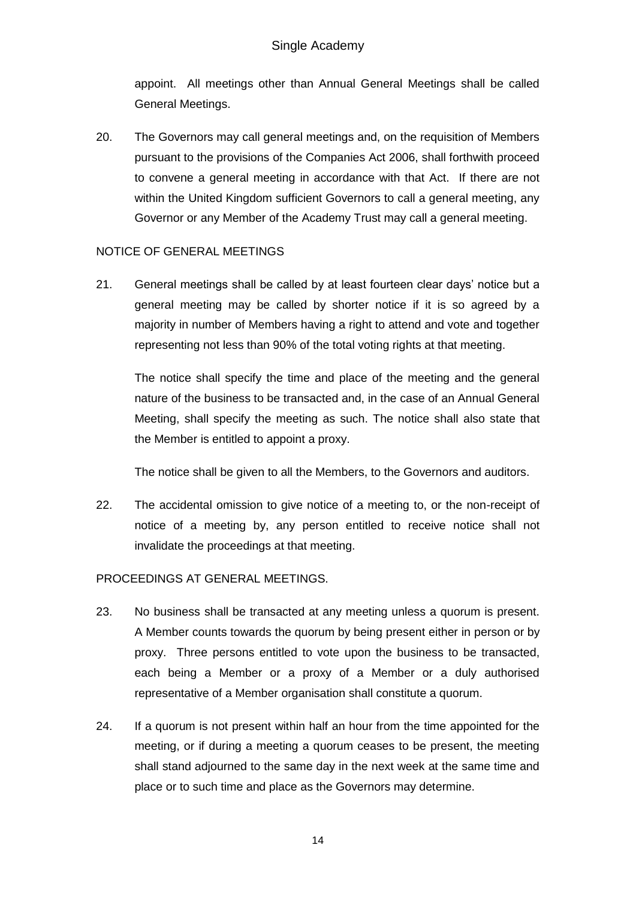appoint. All meetings other than Annual General Meetings shall be called General Meetings.

20. The Governors may call general meetings and, on the requisition of Members pursuant to the provisions of the Companies Act 2006, shall forthwith proceed to convene a general meeting in accordance with that Act. If there are not within the United Kingdom sufficient Governors to call a general meeting, any Governor or any Member of the Academy Trust may call a general meeting.

NOTICE OF GENERAL MEETINGS

21. General meetings shall be called by at least fourteen clear days' notice but a general meeting may be called by shorter notice if it is so agreed by a majority in number of Members having a right to attend and vote and together representing not less than 90% of the total voting rights at that meeting.

    The notice shall specify the time and place of the meeting and the general nature of the business to be transacted and, in the case of an Annual General Meeting, shall specify the meeting as such. The notice shall also state that the Member is entitled to appoint a proxy.

    The notice shall be given to all the Members, to the Governors and auditors.

22. The accidental omission to give notice of a meeting to, or the non-receipt of notice of a meeting by, any person entitled to receive notice shall not invalidate the proceedings at that meeting.

PROCEEDINGS AT GENERAL MEETINGS.

23. No business shall be transacted at any meeting unless a quorum is present. A Member counts towards the quorum by being present either in person or by proxy. Three persons entitled to vote upon the business to be transacted, each being a Member or a proxy of a Member or a duly authorised representative of a Member organisation shall constitute a quorum.

24. If a quorum is not present within half an hour from the time appointed for the meeting, or if during a meeting a quorum ceases to be present, the meeting shall stand adjourned to the same day in the next week at the same time and place or to such time and place as the Governors may determine.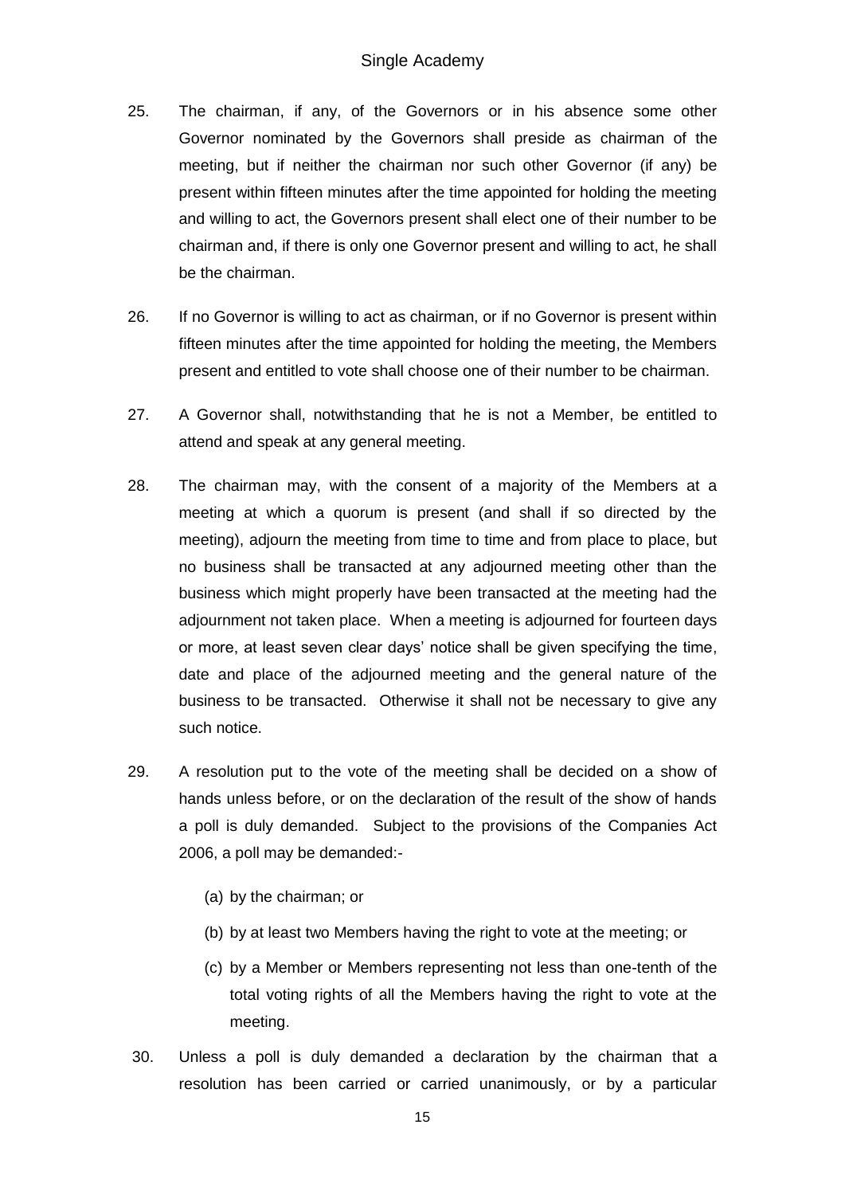25. The chairman, if any, of the Governors or in his absence some other Governor nominated by the Governors shall preside as chairman of the meeting, but if neither the chairman nor such other Governor (if any) be present within fifteen minutes after the time appointed for holding the meeting and willing to act, the Governors present shall elect one of their number to be chairman and, if there is only one Governor present and willing to act, he shall be the chairman.

26. If no Governor is willing to act as chairman, or if no Governor is present within fifteen minutes after the time appointed for holding the meeting, the Members present and entitled to vote shall choose one of their number to be chairman.

27. A Governor shall, notwithstanding that he is not a Member, be entitled to attend and speak at any general meeting.

28. The chairman may, with the consent of a majority of the Members at a meeting at which a quorum is present (and shall if so directed by the meeting), adjourn the meeting from time to time and from place to place, but no business shall be transacted at any adjourned meeting other than the business which might properly have been transacted at the meeting had the adjournment not taken place. When a meeting is adjourned for fourteen days or more, at least seven clear days' notice shall be given specifying the time, date and place of the adjourned meeting and the general nature of the business to be transacted. Otherwise it shall not be necessary to give any such notice.

29. A resolution put to the vote of the meeting shall be decided on a show of hands unless before, or on the declaration of the result of the show of hands a poll is duly demanded. Subject to the provisions of the Companies Act 2006, a poll may be demanded:-

    (a) by the chairman; or

    (b) by at least two Members having the right to vote at the meeting; or

    (c) by a Member or Members representing not less than one-tenth of the total voting rights of all the Members having the right to vote at the meeting.

30. Unless a poll is duly demanded a declaration by the chairman that a resolution has been carried or carried unanimously, or by a particular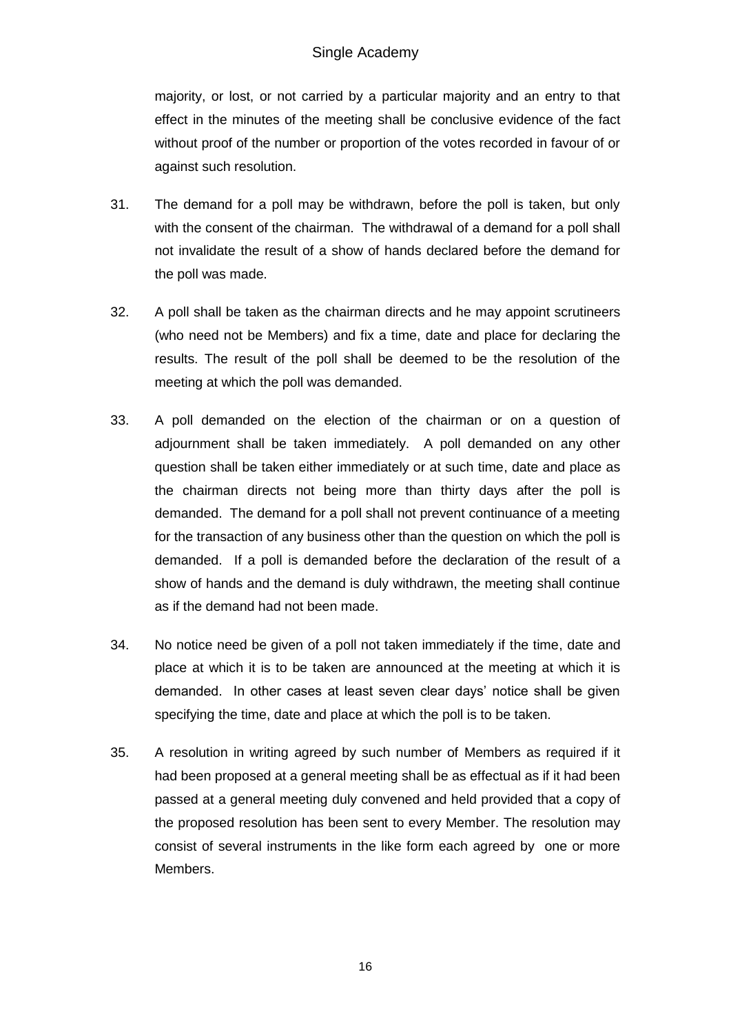majority, or lost, or not carried by a particular majority and an entry to that effect in the minutes of the meeting shall be conclusive evidence of the fact without proof of the number or proportion of the votes recorded in favour of or against such resolution.

31. The demand for a poll may be withdrawn, before the poll is taken, but only with the consent of the chairman. The withdrawal of a demand for a poll shall not invalidate the result of a show of hands declared before the demand for the poll was made.

32. A poll shall be taken as the chairman directs and he may appoint scrutineers (who need not be Members) and fix a time, date and place for declaring the results. The result of the poll shall be deemed to be the resolution of the meeting at which the poll was demanded.

33. A poll demanded on the election of the chairman or on a question of adjournment shall be taken immediately. A poll demanded on any other question shall be taken either immediately or at such time, date and place as the chairman directs not being more than thirty days after the poll is demanded. The demand for a poll shall not prevent continuance of a meeting for the transaction of any business other than the question on which the poll is demanded. If a poll is demanded before the declaration of the result of a show of hands and the demand is duly withdrawn, the meeting shall continue as if the demand had not been made.

34. No notice need be given of a poll not taken immediately if the time, date and place at which it is to be taken are announced at the meeting at which it is demanded. In other cases at least seven clear days' notice shall be given specifying the time, date and place at which the poll is to be taken.

35. A resolution in writing agreed by such number of Members as required if it had been proposed at a general meeting shall be as effectual as if it had been passed at a general meeting duly convened and held provided that a copy of the proposed resolution has been sent to every Member. The resolution may consist of several instruments in the like form each agreed by one or more Members.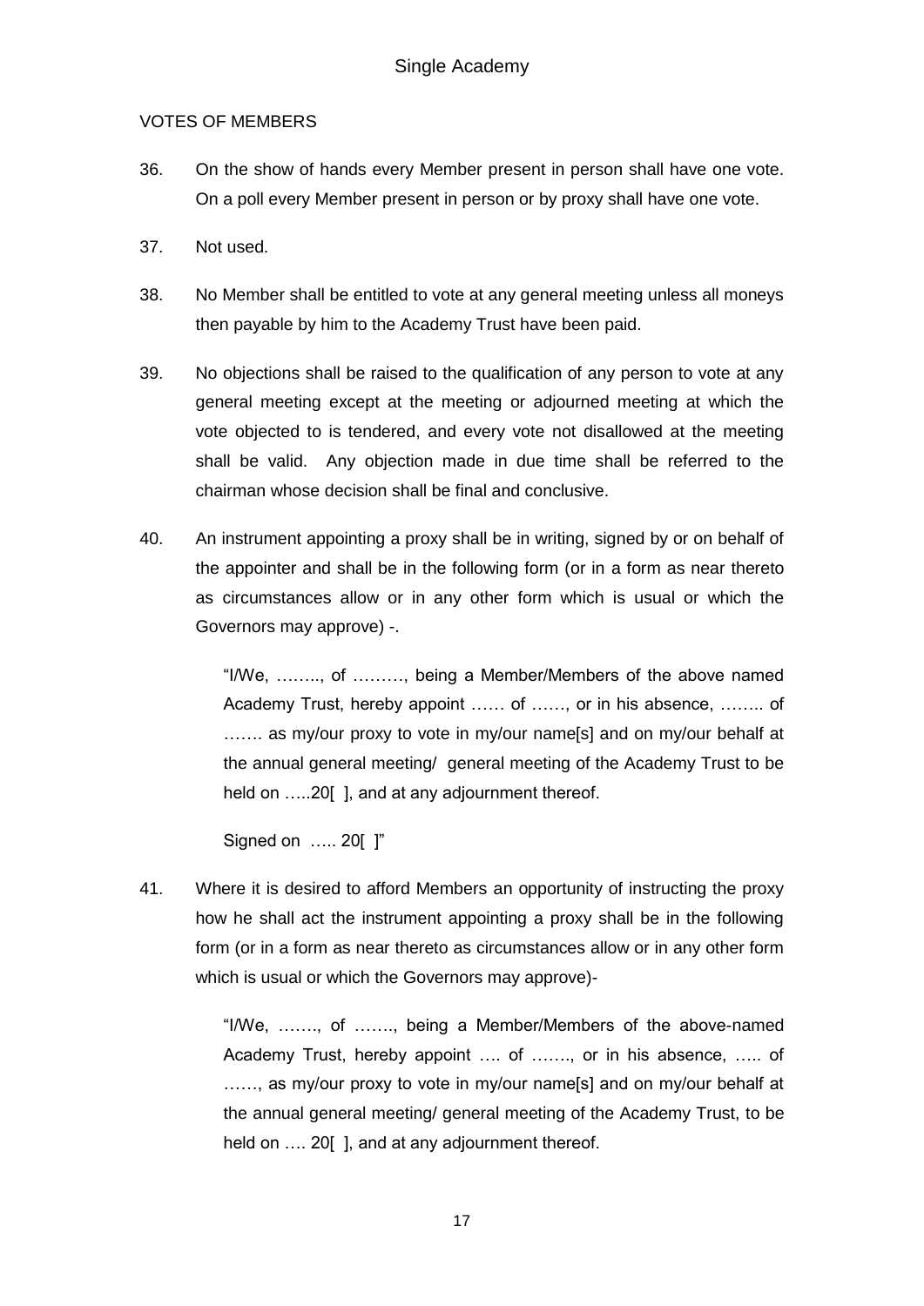VOTES OF MEMBERS

36. On the show of hands every Member present in person shall have one vote. On a poll every Member present in person or by proxy shall have one vote.

37. Not used.

38. No Member shall be entitled to vote at any general meeting unless all moneys then payable by him to the Academy Trust have been paid.

39. No objections shall be raised to the qualification of any person to vote at any general meeting except at the meeting or adjourned meeting at which the vote objected to is tendered, and every vote not disallowed at the meeting shall be valid. Any objection made in due time shall be referred to the chairman whose decision shall be final and conclusive.

40. An instrument appointing a proxy shall be in writing, signed by or on behalf of the appointer and shall be in the following form (or in a form as near thereto as circumstances allow or in any other form which is usual or which the Governors may approve) -.

   "I/We, …….., of ………, being a Member/Members of the above named Academy Trust, hereby appoint …… of ……, or in his absence, …….. of ……. as my/our proxy to vote in my/our name[s] and on my/our behalf at the annual general meeting/ general meeting of the Academy Trust to be held on …..20[ ], and at any adjournment thereof.

   Signed on ….. 20[ ]"

41. Where it is desired to afford Members an opportunity of instructing the proxy how he shall act the instrument appointing a proxy shall be in the following form (or in a form as near thereto as circumstances allow or in any other form which is usual or which the Governors may approve)-

   "I/We, ……., of ……., being a Member/Members of the above-named Academy Trust, hereby appoint …. of ……., or in his absence, ….. of ……, as my/our proxy to vote in my/our name[s] and on my/our behalf at the annual general meeting/ general meeting of the Academy Trust, to be held on …. 20[ ], and at any adjournment thereof.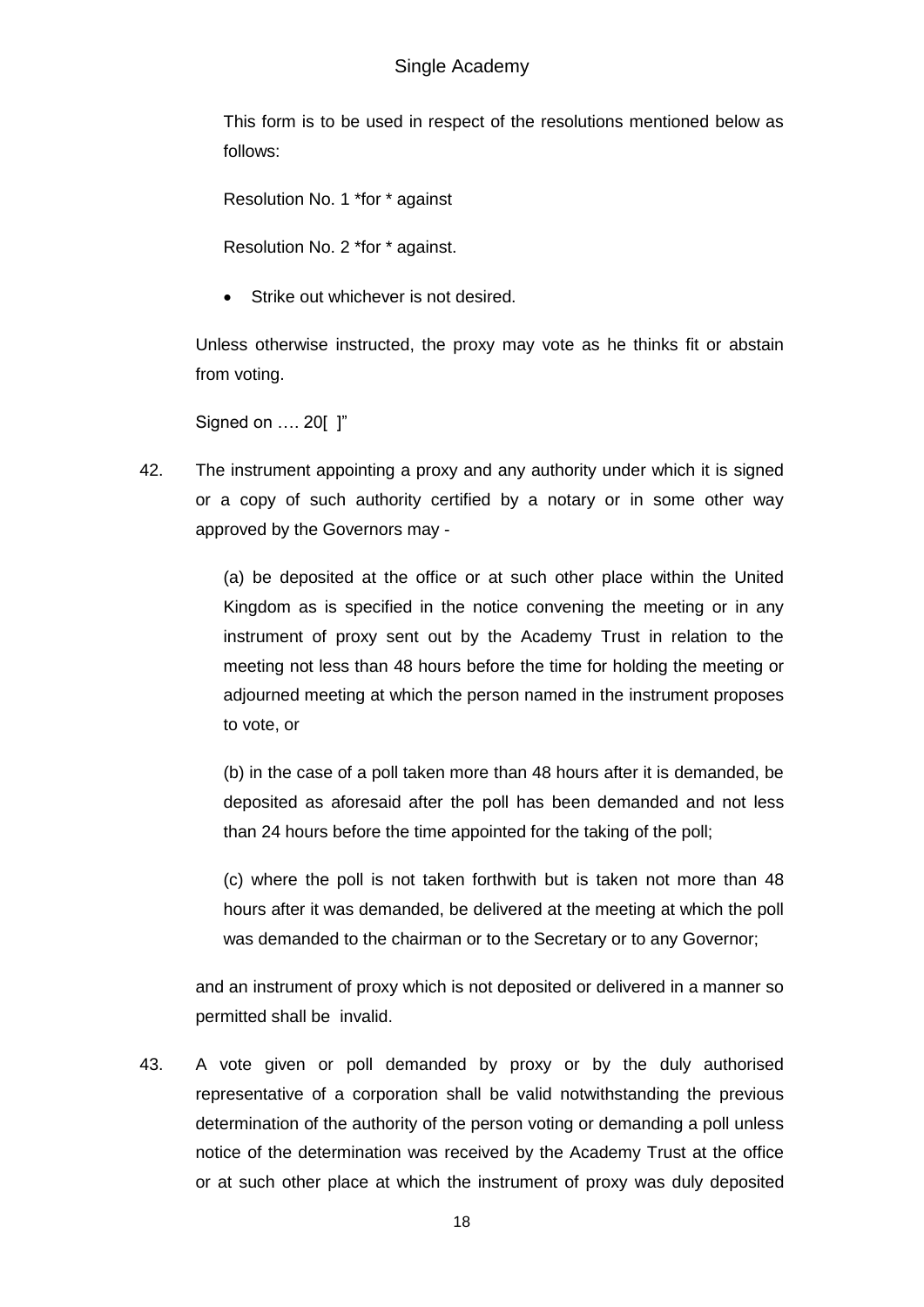This form is to be used in respect of the resolutions mentioned below as follows:

Resolution No. 1 *for * against

Resolution No. 2 *for * against.

- Strike out whichever is not desired.

Unless otherwise instructed, the proxy may vote as he thinks fit or abstain from voting.

Signed on …. 20[ ]"

42. The instrument appointing a proxy and any authority under which it is signed or a copy of such authority certified by a notary or in some other way approved by the Governors may -

    (a) be deposited at the office or at such other place within the United Kingdom as is specified in the notice convening the meeting or in any instrument of proxy sent out by the Academy Trust in relation to the meeting not less than 48 hours before the time for holding the meeting or adjourned meeting at which the person named in the instrument proposes to vote, or

    (b) in the case of a poll taken more than 48 hours after it is demanded, be deposited as aforesaid after the poll has been demanded and not less than 24 hours before the time appointed for the taking of the poll;

    (c) where the poll is not taken forthwith but is taken not more than 48 hours after it was demanded, be delivered at the meeting at which the poll was demanded to the chairman or to the Secretary or to any Governor;

    and an instrument of proxy which is not deposited or delivered in a manner so permitted shall be invalid.

43. A vote given or poll demanded by proxy or by the duly authorised representative of a corporation shall be valid notwithstanding the previous determination of the authority of the person voting or demanding a poll unless notice of the determination was received by the Academy Trust at the office or at such other place at which the instrument of proxy was duly deposited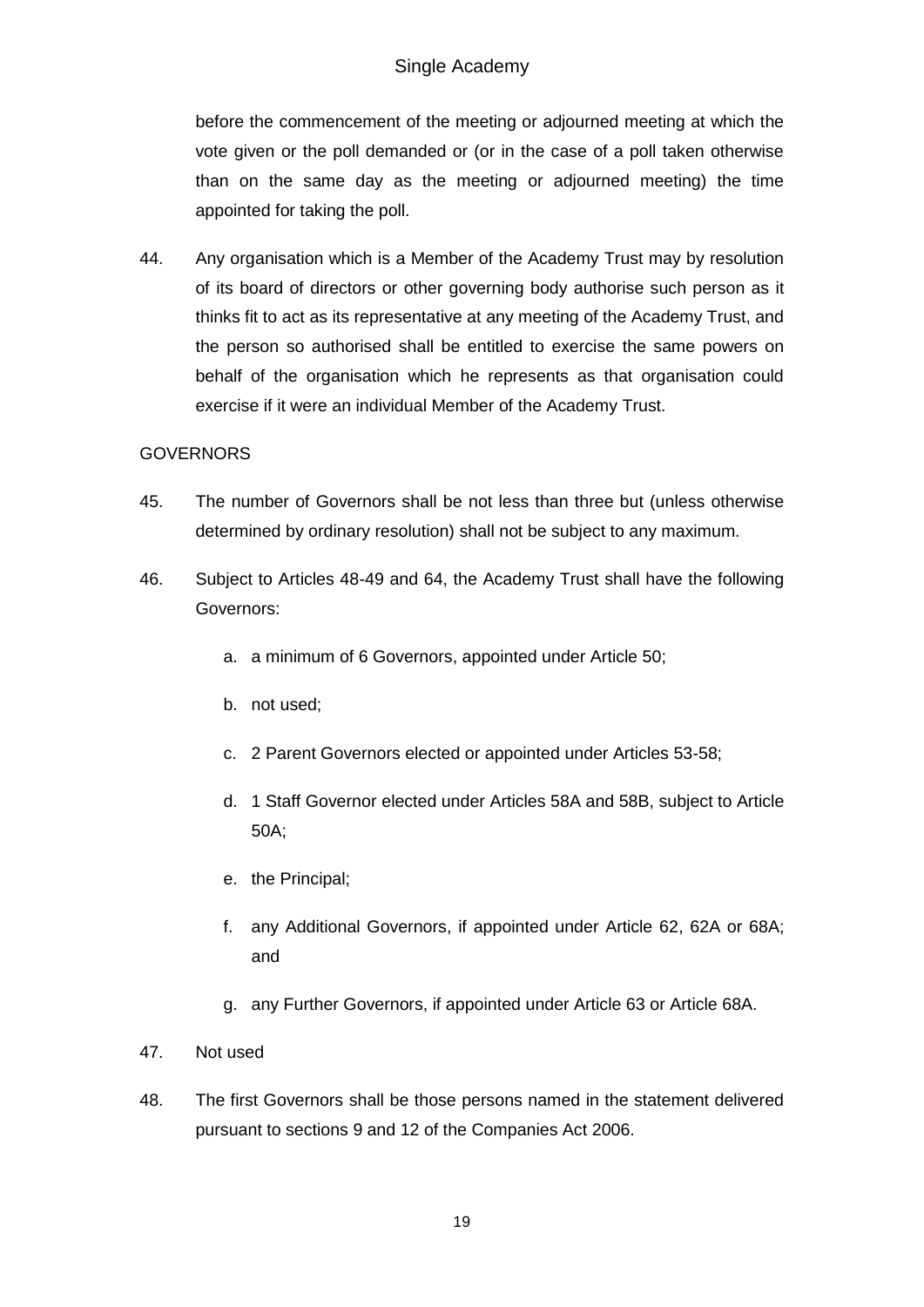before the commencement of the meeting or adjourned meeting at which the vote given or the poll demanded or (or in the case of a poll taken otherwise than on the same day as the meeting or adjourned meeting) the time appointed for taking the poll.

44. Any organisation which is a Member of the Academy Trust may by resolution of its board of directors or other governing body authorise such person as it thinks fit to act as its representative at any meeting of the Academy Trust, and the person so authorised shall be entitled to exercise the same powers on behalf of the organisation which he represents as that organisation could exercise if it were an individual Member of the Academy Trust.

GOVERNORS

45. The number of Governors shall be not less than three but (unless otherwise determined by ordinary resolution) shall not be subject to any maximum.

46. Subject to Articles 48-49 and 64, the Academy Trust shall have the following Governors:

   a. a minimum of 6 Governors, appointed under Article 50;

   b. not used;

   c. 2 Parent Governors elected or appointed under Articles 53-58;

   d. 1 Staff Governor elected under Articles 58A and 58B, subject to Article 50A;

   e. the Principal;

   f. any Additional Governors, if appointed under Article 62, 62A or 68A; and

   g. any Further Governors, if appointed under Article 63 or Article 68A.

47. Not used

48. The first Governors shall be those persons named in the statement delivered pursuant to sections 9 and 12 of the Companies Act 2006.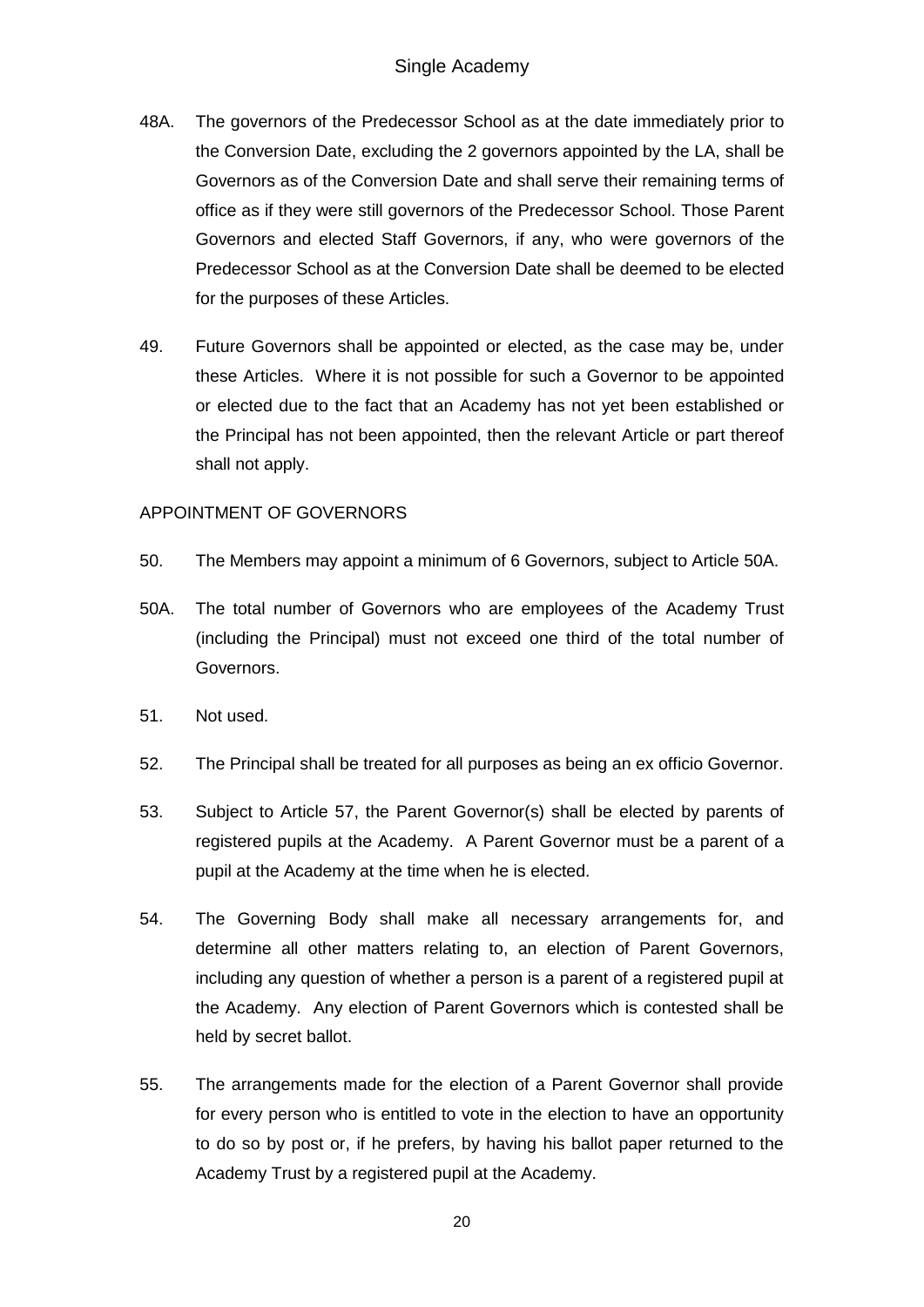48A. The governors of the Predecessor School as at the date immediately prior to the Conversion Date, excluding the 2 governors appointed by the LA, shall be Governors as of the Conversion Date and shall serve their remaining terms of office as if they were still governors of the Predecessor School. Those Parent Governors and elected Staff Governors, if any, who were governors of the Predecessor School as at the Conversion Date shall be deemed to be elected for the purposes of these Articles.

49. Future Governors shall be appointed or elected, as the case may be, under these Articles. Where it is not possible for such a Governor to be appointed or elected due to the fact that an Academy has not yet been established or the Principal has not been appointed, then the relevant Article or part thereof shall not apply.

APPOINTMENT OF GOVERNORS

50. The Members may appoint a minimum of 6 Governors, subject to Article 50A.

50A. The total number of Governors who are employees of the Academy Trust (including the Principal) must not exceed one third of the total number of Governors.

51. Not used.

52. The Principal shall be treated for all purposes as being an ex officio Governor.

53. Subject to Article 57, the Parent Governor(s) shall be elected by parents of registered pupils at the Academy. A Parent Governor must be a parent of a pupil at the Academy at the time when he is elected.

54. The Governing Body shall make all necessary arrangements for, and determine all other matters relating to, an election of Parent Governors, including any question of whether a person is a parent of a registered pupil at the Academy. Any election of Parent Governors which is contested shall be held by secret ballot.

55. The arrangements made for the election of a Parent Governor shall provide for every person who is entitled to vote in the election to have an opportunity to do so by post or, if he prefers, by having his ballot paper returned to the Academy Trust by a registered pupil at the Academy.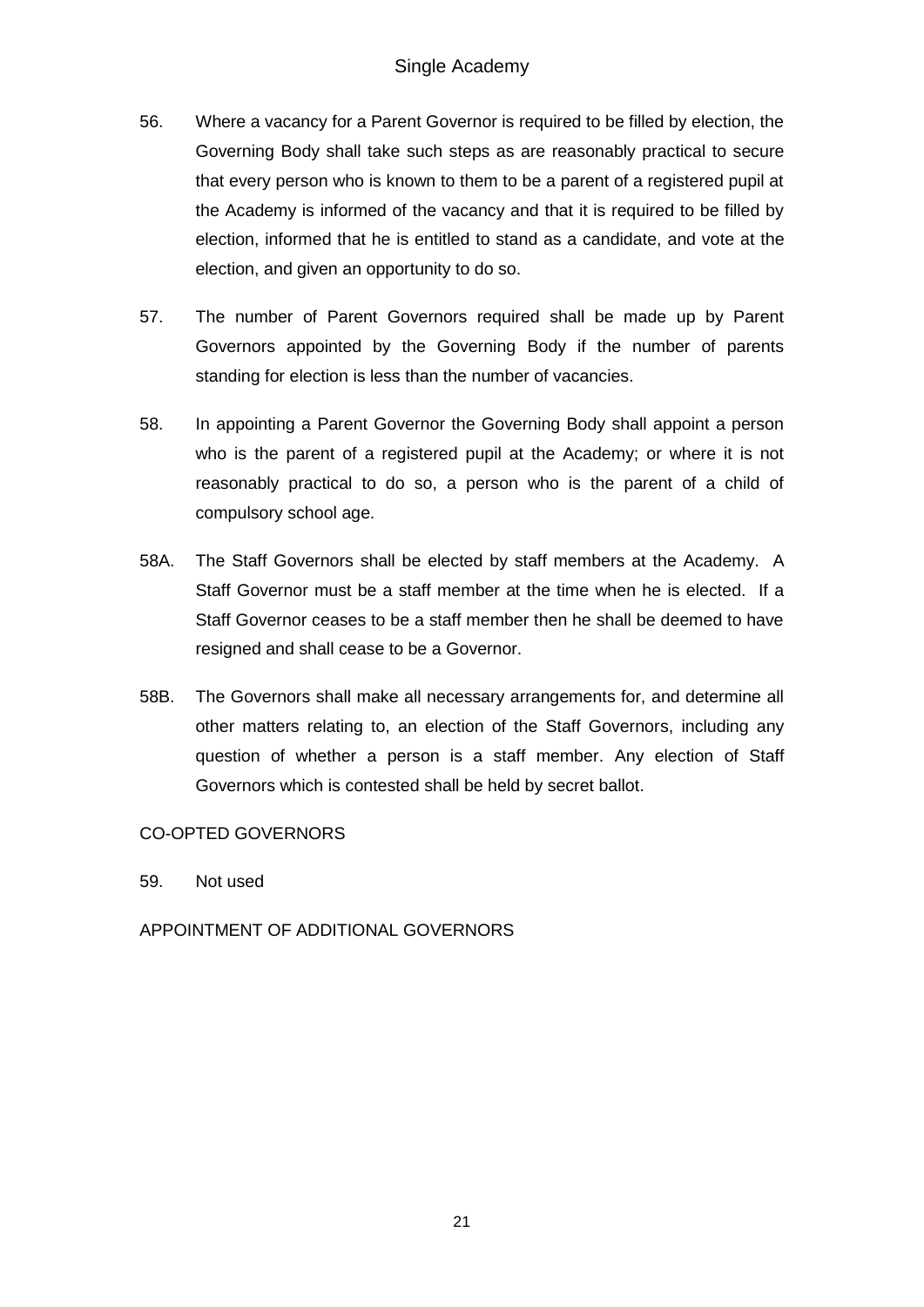56. Where a vacancy for a Parent Governor is required to be filled by election, the Governing Body shall take such steps as are reasonably practical to secure that every person who is known to them to be a parent of a registered pupil at the Academy is informed of the vacancy and that it is required to be filled by election, informed that he is entitled to stand as a candidate, and vote at the election, and given an opportunity to do so.

57. The number of Parent Governors required shall be made up by Parent Governors appointed by the Governing Body if the number of parents standing for election is less than the number of vacancies.

58. In appointing a Parent Governor the Governing Body shall appoint a person who is the parent of a registered pupil at the Academy; or where it is not reasonably practical to do so, a person who is the parent of a child of compulsory school age.

58A. The Staff Governors shall be elected by staff members at the Academy. A Staff Governor must be a staff member at the time when he is elected. If a Staff Governor ceases to be a staff member then he shall be deemed to have resigned and shall cease to be a Governor.

58B. The Governors shall make all necessary arrangements for, and determine all other matters relating to, an election of the Staff Governors, including any question of whether a person is a staff member. Any election of Staff Governors which is contested shall be held by secret ballot.

CO-OPTED GOVERNORS

59. Not used

APPOINTMENT OF ADDITIONAL GOVERNORS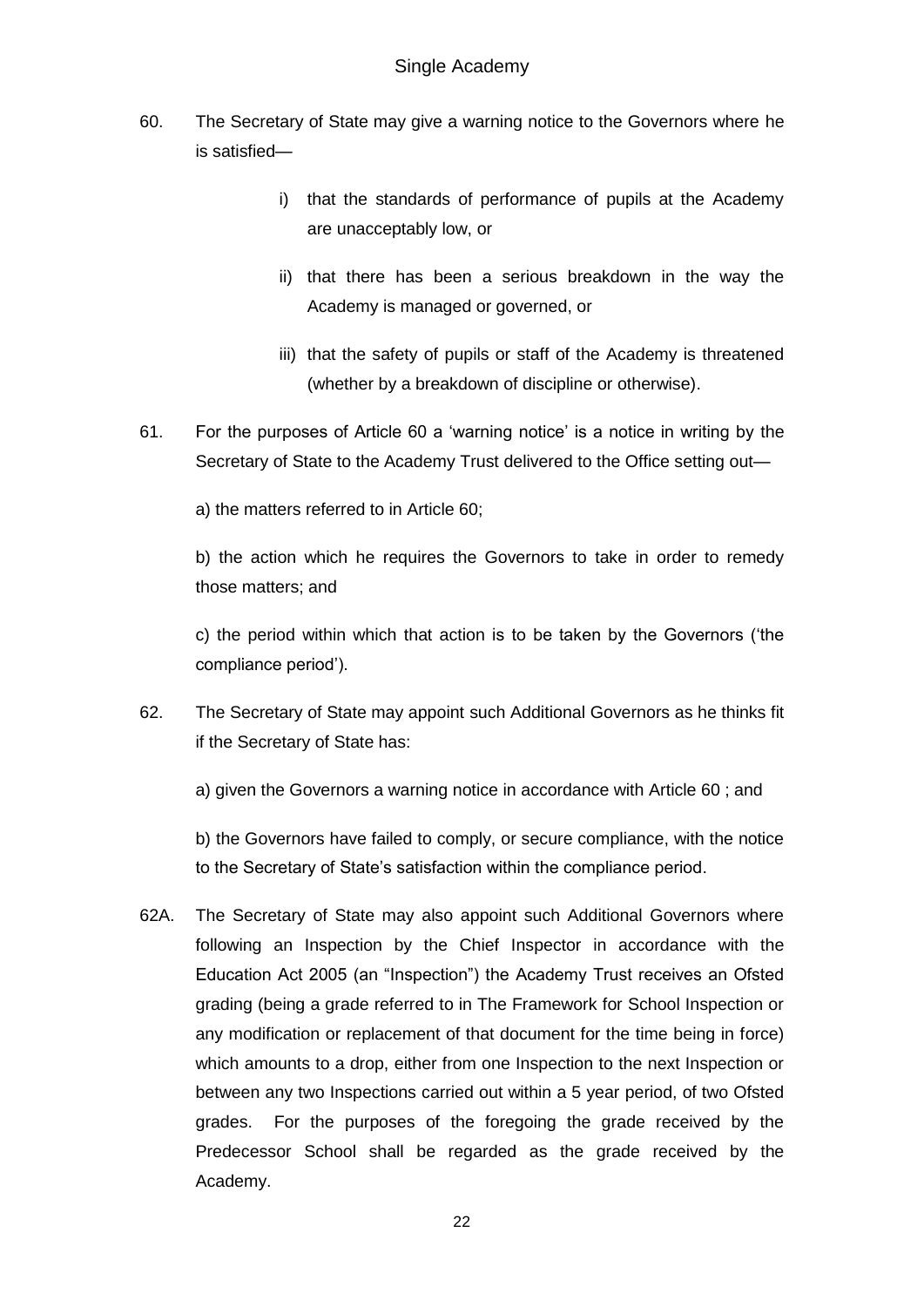60. The Secretary of State may give a warning notice to the Governors where he is satisfied—

    i) that the standards of performance of pupils at the Academy are unacceptably low, or

    ii) that there has been a serious breakdown in the way the Academy is managed or governed, or

    iii) that the safety of pupils or staff of the Academy is threatened (whether by a breakdown of discipline or otherwise).

61. For the purposes of Article 60 a 'warning notice' is a notice in writing by the Secretary of State to the Academy Trust delivered to the Office setting out—

    a) the matters referred to in Article 60;

    b) the action which he requires the Governors to take in order to remedy those matters; and

    c) the period within which that action is to be taken by the Governors ('the compliance period').

62. The Secretary of State may appoint such Additional Governors as he thinks fit if the Secretary of State has:

    a) given the Governors a warning notice in accordance with Article 60 ; and

    b) the Governors have failed to comply, or secure compliance, with the notice to the Secretary of State's satisfaction within the compliance period.

62A. The Secretary of State may also appoint such Additional Governors where following an Inspection by the Chief Inspector in accordance with the Education Act 2005 (an "Inspection") the Academy Trust receives an Ofsted grading (being a grade referred to in The Framework for School Inspection or any modification or replacement of that document for the time being in force) which amounts to a drop, either from one Inspection to the next Inspection or between any two Inspections carried out within a 5 year period, of two Ofsted grades. For the purposes of the foregoing the grade received by the Predecessor School shall be regarded as the grade received by the Academy.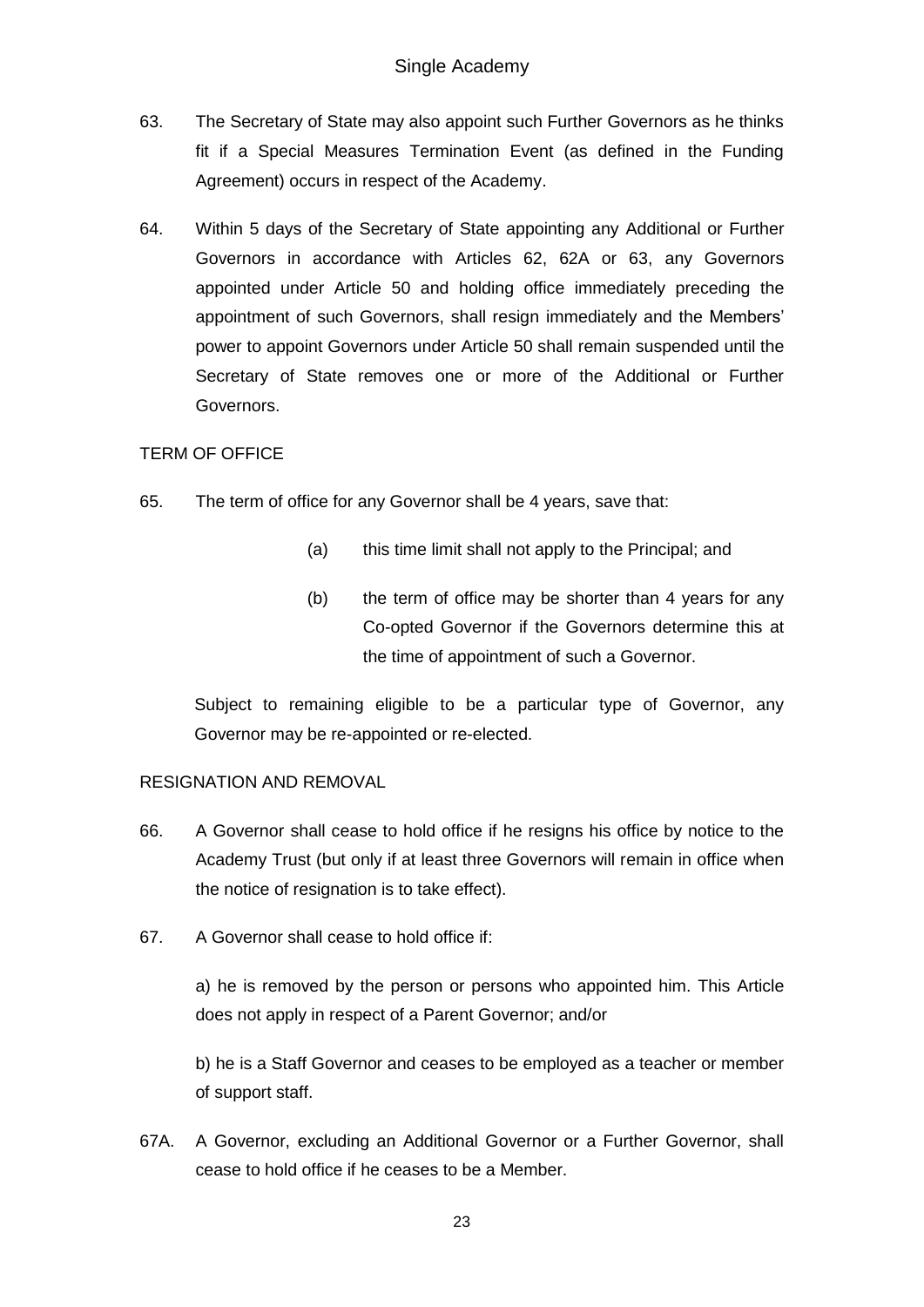63. The Secretary of State may also appoint such Further Governors as he thinks fit if a Special Measures Termination Event (as defined in the Funding Agreement) occurs in respect of the Academy.

64. Within 5 days of the Secretary of State appointing any Additional or Further Governors in accordance with Articles 62, 62A or 63, any Governors appointed under Article 50 and holding office immediately preceding the appointment of such Governors, shall resign immediately and the Members' power to appoint Governors under Article 50 shall remain suspended until the Secretary of State removes one or more of the Additional or Further Governors.

TERM OF OFFICE

65. The term of office for any Governor shall be 4 years, save that:

    (a) this time limit shall not apply to the Principal; and

    (b) the term of office may be shorter than 4 years for any Co-opted Governor if the Governors determine this at the time of appointment of such a Governor.

    Subject to remaining eligible to be a particular type of Governor, any Governor may be re-appointed or re-elected.

RESIGNATION AND REMOVAL

66. A Governor shall cease to hold office if he resigns his office by notice to the Academy Trust (but only if at least three Governors will remain in office when the notice of resignation is to take effect).

67. A Governor shall cease to hold office if:

    a) he is removed by the person or persons who appointed him. This Article does not apply in respect of a Parent Governor; and/or

    b) he is a Staff Governor and ceases to be employed as a teacher or member of support staff.

67A. A Governor, excluding an Additional Governor or a Further Governor, shall cease to hold office if he ceases to be a Member.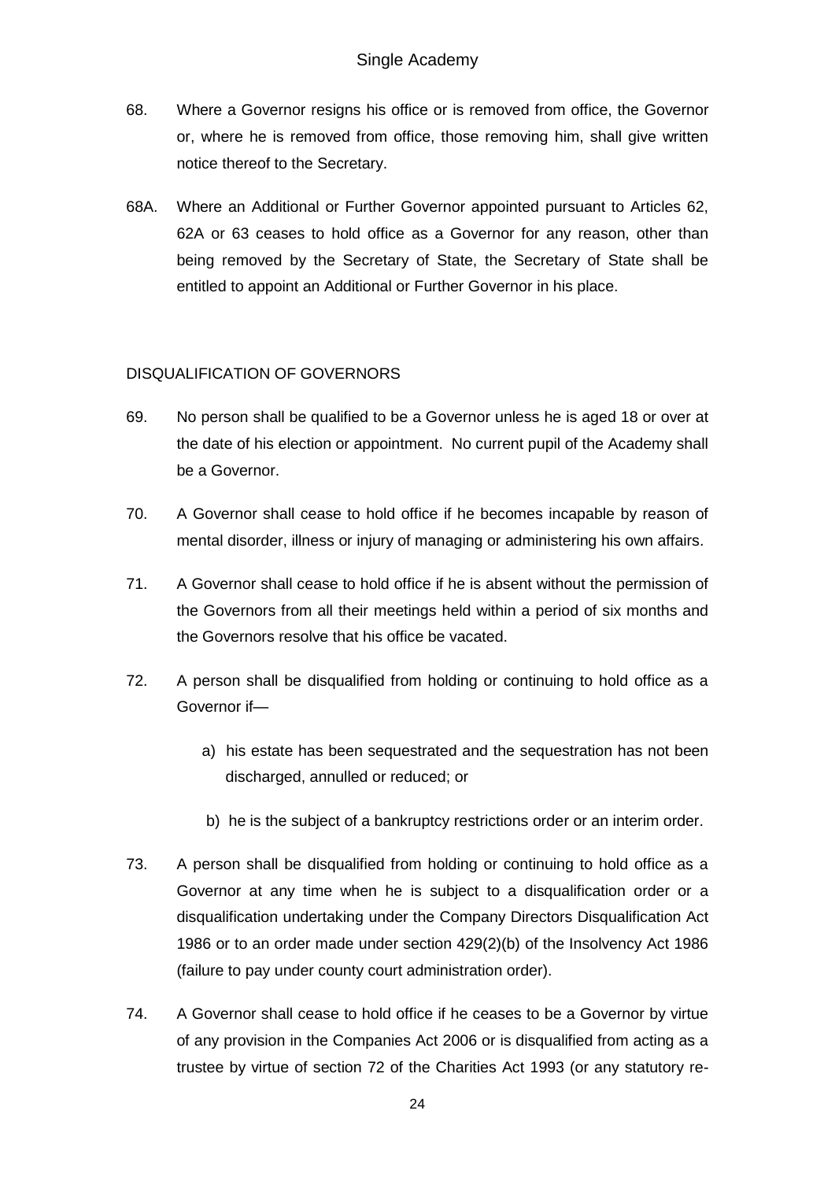68. Where a Governor resigns his office or is removed from office, the Governor or, where he is removed from office, those removing him, shall give written notice thereof to the Secretary.

68A. Where an Additional or Further Governor appointed pursuant to Articles 62, 62A or 63 ceases to hold office as a Governor for any reason, other than being removed by the Secretary of State, the Secretary of State shall be entitled to appoint an Additional or Further Governor in his place.

DISQUALIFICATION OF GOVERNORS

69. No person shall be qualified to be a Governor unless he is aged 18 or over at the date of his election or appointment. No current pupil of the Academy shall be a Governor.

70. A Governor shall cease to hold office if he becomes incapable by reason of mental disorder, illness or injury of managing or administering his own affairs.

71. A Governor shall cease to hold office if he is absent without the permission of the Governors from all their meetings held within a period of six months and the Governors resolve that his office be vacated.

72. A person shall be disqualified from holding or continuing to hold office as a Governor if—

   a) his estate has been sequestrated and the sequestration has not been discharged, annulled or reduced; or

   b) he is the subject of a bankruptcy restrictions order or an interim order.

73. A person shall be disqualified from holding or continuing to hold office as a Governor at any time when he is subject to a disqualification order or a disqualification undertaking under the Company Directors Disqualification Act 1986 or to an order made under section 429(2)(b) of the Insolvency Act 1986 (failure to pay under county court administration order).

74. A Governor shall cease to hold office if he ceases to be a Governor by virtue of any provision in the Companies Act 2006 or is disqualified from acting as a trustee by virtue of section 72 of the Charities Act 1993 (or any statutory re-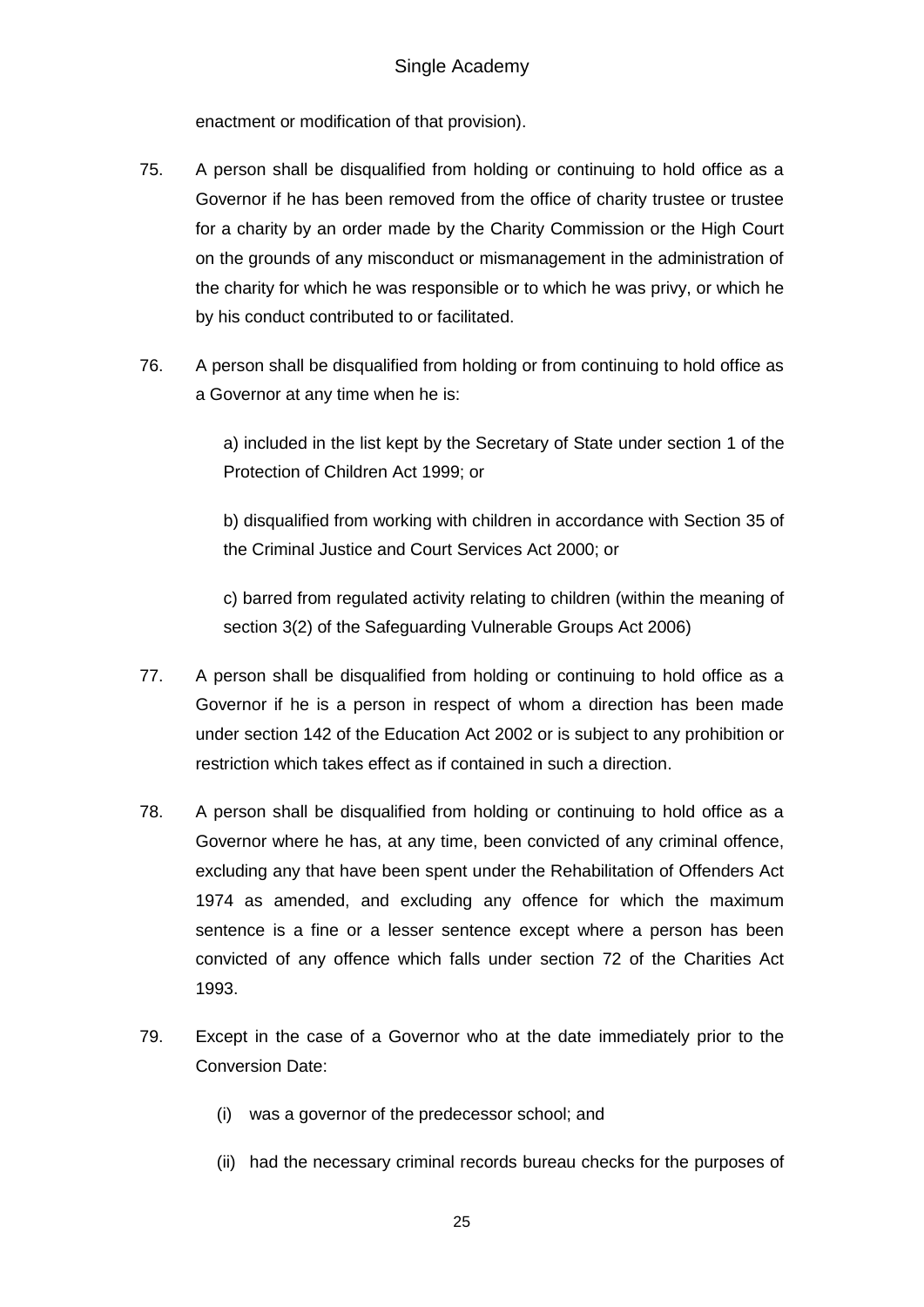enactment or modification of that provision).

75. A person shall be disqualified from holding or continuing to hold office as a Governor if he has been removed from the office of charity trustee or trustee for a charity by an order made by the Charity Commission or the High Court on the grounds of any misconduct or mismanagement in the administration of the charity for which he was responsible or to which he was privy, or which he by his conduct contributed to or facilitated.

76. A person shall be disqualified from holding or from continuing to hold office as a Governor at any time when he is:

    a) included in the list kept by the Secretary of State under section 1 of the Protection of Children Act 1999; or

    b) disqualified from working with children in accordance with Section 35 of the Criminal Justice and Court Services Act 2000; or

    c) barred from regulated activity relating to children (within the meaning of section 3(2) of the Safeguarding Vulnerable Groups Act 2006)

77. A person shall be disqualified from holding or continuing to hold office as a Governor if he is a person in respect of whom a direction has been made under section 142 of the Education Act 2002 or is subject to any prohibition or restriction which takes effect as if contained in such a direction.

78. A person shall be disqualified from holding or continuing to hold office as a Governor where he has, at any time, been convicted of any criminal offence, excluding any that have been spent under the Rehabilitation of Offenders Act 1974 as amended, and excluding any offence for which the maximum sentence is a fine or a lesser sentence except where a person has been convicted of any offence which falls under section 72 of the Charities Act 1993.

79. Except in the case of a Governor who at the date immediately prior to the Conversion Date:

    (i) was a governor of the predecessor school; and

    (ii) had the necessary criminal records bureau checks for the purposes of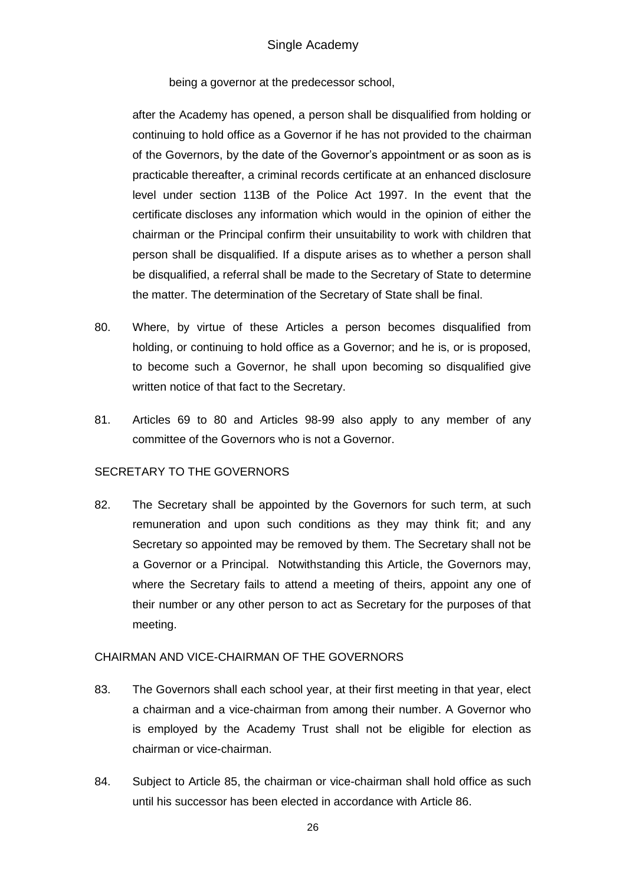being a governor at the predecessor school,

after the Academy has opened, a person shall be disqualified from holding or continuing to hold office as a Governor if he has not provided to the chairman of the Governors, by the date of the Governor's appointment or as soon as is practicable thereafter, a criminal records certificate at an enhanced disclosure level under section 113B of the Police Act 1997. In the event that the certificate discloses any information which would in the opinion of either the chairman or the Principal confirm their unsuitability to work with children that person shall be disqualified. If a dispute arises as to whether a person shall be disqualified, a referral shall be made to the Secretary of State to determine the matter. The determination of the Secretary of State shall be final.

80. Where, by virtue of these Articles a person becomes disqualified from holding, or continuing to hold office as a Governor; and he is, or is proposed, to become such a Governor, he shall upon becoming so disqualified give written notice of that fact to the Secretary.

81. Articles 69 to 80 and Articles 98-99 also apply to any member of any committee of the Governors who is not a Governor.

SECRETARY TO THE GOVERNORS

82. The Secretary shall be appointed by the Governors for such term, at such remuneration and upon such conditions as they may think fit; and any Secretary so appointed may be removed by them. The Secretary shall not be a Governor or a Principal. Notwithstanding this Article, the Governors may, where the Secretary fails to attend a meeting of theirs, appoint any one of their number or any other person to act as Secretary for the purposes of that meeting.

CHAIRMAN AND VICE-CHAIRMAN OF THE GOVERNORS

83. The Governors shall each school year, at their first meeting in that year, elect a chairman and a vice-chairman from among their number. A Governor who is employed by the Academy Trust shall not be eligible for election as chairman or vice-chairman.

84. Subject to Article 85, the chairman or vice-chairman shall hold office as such until his successor has been elected in accordance with Article 86.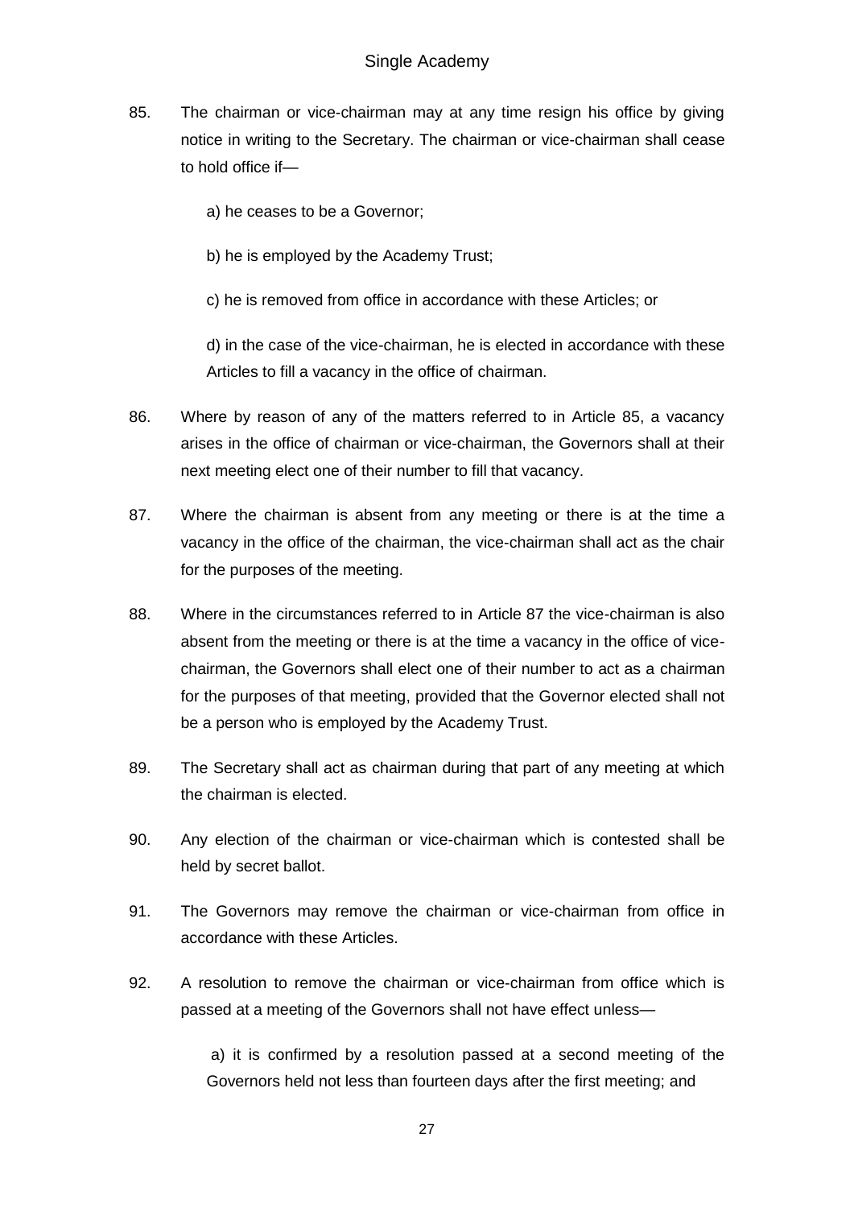85. The chairman or vice-chairman may at any time resign his office by giving notice in writing to the Secretary. The chairman or vice-chairman shall cease to hold office if—

    a) he ceases to be a Governor;

    b) he is employed by the Academy Trust;

    c) he is removed from office in accordance with these Articles; or

    d) in the case of the vice-chairman, he is elected in accordance with these Articles to fill a vacancy in the office of chairman.

86. Where by reason of any of the matters referred to in Article 85, a vacancy arises in the office of chairman or vice-chairman, the Governors shall at their next meeting elect one of their number to fill that vacancy.

87. Where the chairman is absent from any meeting or there is at the time a vacancy in the office of the chairman, the vice-chairman shall act as the chair for the purposes of the meeting.

88. Where in the circumstances referred to in Article 87 the vice-chairman is also absent from the meeting or there is at the time a vacancy in the office of vice-chairman, the Governors shall elect one of their number to act as a chairman for the purposes of that meeting, provided that the Governor elected shall not be a person who is employed by the Academy Trust.

89. The Secretary shall act as chairman during that part of any meeting at which the chairman is elected.

90. Any election of the chairman or vice-chairman which is contested shall be held by secret ballot.

91. The Governors may remove the chairman or vice-chairman from office in accordance with these Articles.

92. A resolution to remove the chairman or vice-chairman from office which is passed at a meeting of the Governors shall not have effect unless—

    a) it is confirmed by a resolution passed at a second meeting of the Governors held not less than fourteen days after the first meeting; and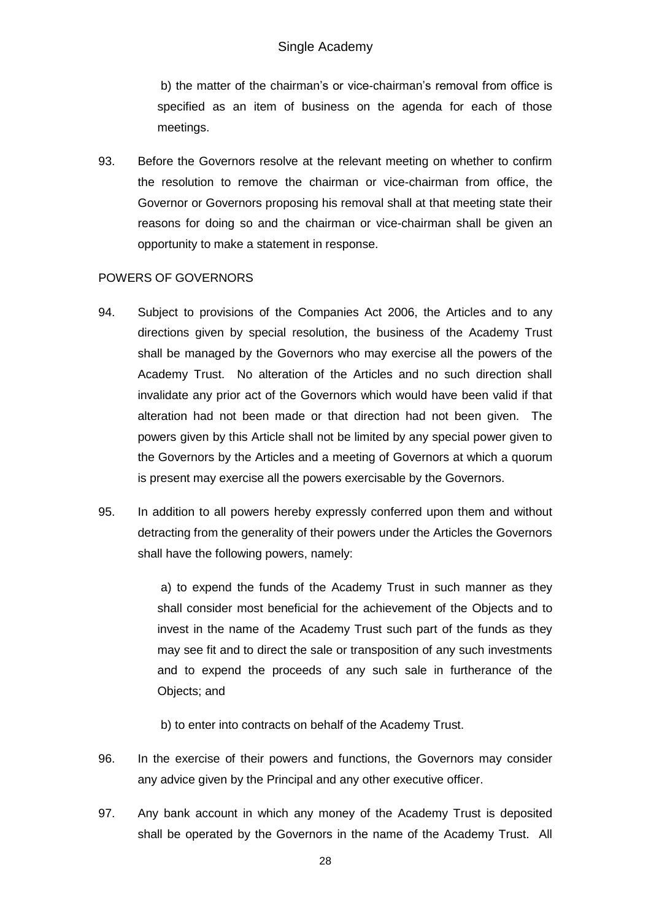b) the matter of the chairman's or vice-chairman's removal from office is specified as an item of business on the agenda for each of those meetings.

93. Before the Governors resolve at the relevant meeting on whether to confirm the resolution to remove the chairman or vice-chairman from office, the Governor or Governors proposing his removal shall at that meeting state their reasons for doing so and the chairman or vice-chairman shall be given an opportunity to make a statement in response.

POWERS OF GOVERNORS

94. Subject to provisions of the Companies Act 2006, the Articles and to any directions given by special resolution, the business of the Academy Trust shall be managed by the Governors who may exercise all the powers of the Academy Trust. No alteration of the Articles and no such direction shall invalidate any prior act of the Governors which would have been valid if that alteration had not been made or that direction had not been given. The powers given by this Article shall not be limited by any special power given to the Governors by the Articles and a meeting of Governors at which a quorum is present may exercise all the powers exercisable by the Governors.

95. In addition to all powers hereby expressly conferred upon them and without detracting from the generality of their powers under the Articles the Governors shall have the following powers, namely:

    a) to expend the funds of the Academy Trust in such manner as they shall consider most beneficial for the achievement of the Objects and to invest in the name of the Academy Trust such part of the funds as they may see fit and to direct the sale or transposition of any such investments and to expend the proceeds of any such sale in furtherance of the Objects; and

    b) to enter into contracts on behalf of the Academy Trust.

96. In the exercise of their powers and functions, the Governors may consider any advice given by the Principal and any other executive officer.

97. Any bank account in which any money of the Academy Trust is deposited shall be operated by the Governors in the name of the Academy Trust. All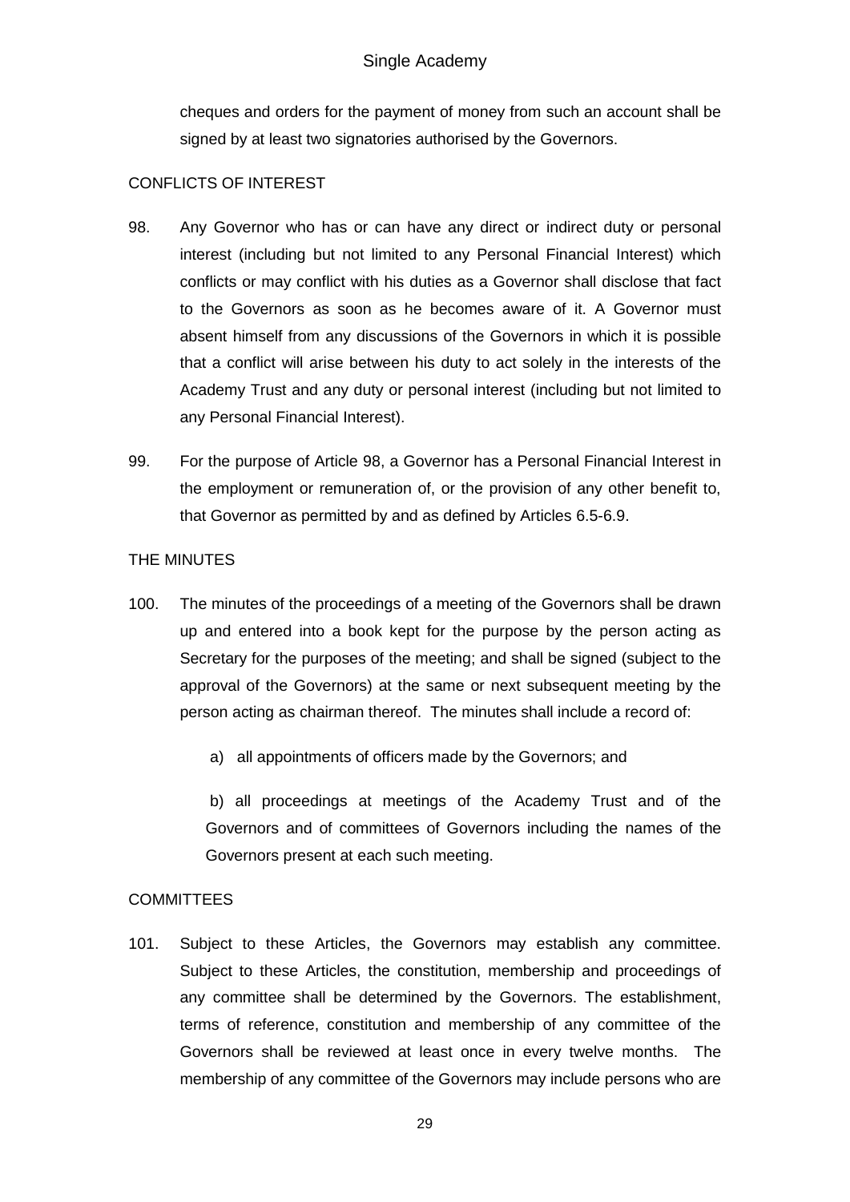cheques and orders for the payment of money from such an account shall be signed by at least two signatories authorised by the Governors.

CONFLICTS OF INTEREST

98. Any Governor who has or can have any direct or indirect duty or personal interest (including but not limited to any Personal Financial Interest) which conflicts or may conflict with his duties as a Governor shall disclose that fact to the Governors as soon as he becomes aware of it. A Governor must absent himself from any discussions of the Governors in which it is possible that a conflict will arise between his duty to act solely in the interests of the Academy Trust and any duty or personal interest (including but not limited to any Personal Financial Interest).

99. For the purpose of Article 98, a Governor has a Personal Financial Interest in the employment or remuneration of, or the provision of any other benefit to, that Governor as permitted by and as defined by Articles 6.5-6.9.

THE MINUTES

100. The minutes of the proceedings of a meeting of the Governors shall be drawn up and entered into a book kept for the purpose by the person acting as Secretary for the purposes of the meeting; and shall be signed (subject to the approval of the Governors) at the same or next subsequent meeting by the person acting as chairman thereof. The minutes shall include a record of:

a) all appointments of officers made by the Governors; and

b) all proceedings at meetings of the Academy Trust and of the Governors and of committees of Governors including the names of the Governors present at each such meeting.

COMMITTEES

101. Subject to these Articles, the Governors may establish any committee. Subject to these Articles, the constitution, membership and proceedings of any committee shall be determined by the Governors. The establishment, terms of reference, constitution and membership of any committee of the Governors shall be reviewed at least once in every twelve months. The membership of any committee of the Governors may include persons who are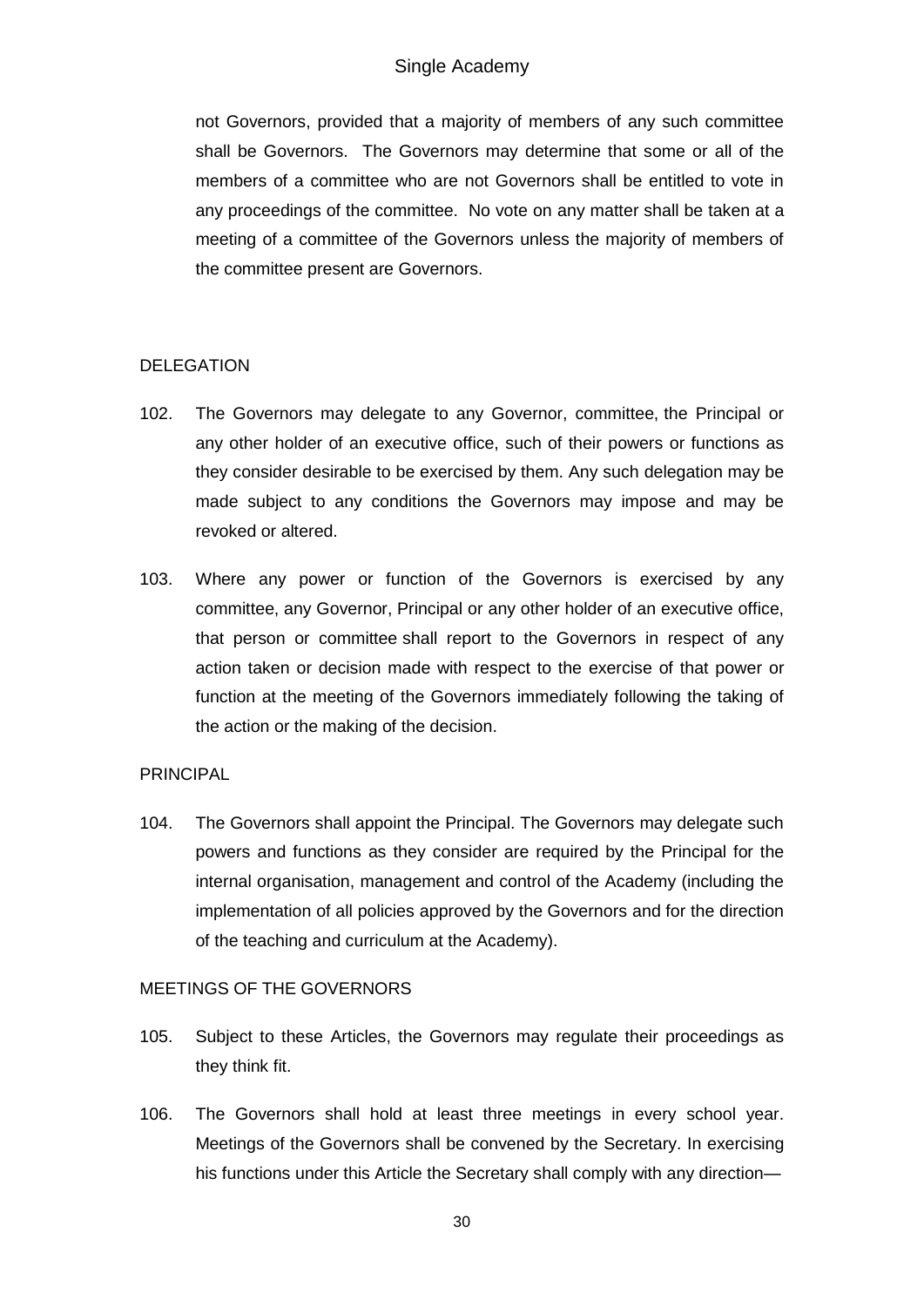not Governors, provided that a majority of members of any such committee shall be Governors. The Governors may determine that some or all of the members of a committee who are not Governors shall be entitled to vote in any proceedings of the committee. No vote on any matter shall be taken at a meeting of a committee of the Governors unless the majority of members of the committee present are Governors.

## DELEGATION

102. The Governors may delegate to any Governor, committee, the Principal or any other holder of an executive office, such of their powers or functions as they consider desirable to be exercised by them. Any such delegation may be made subject to any conditions the Governors may impose and may be revoked or altered.

103. Where any power or function of the Governors is exercised by any committee, any Governor, Principal or any other holder of an executive office, that person or committee shall report to the Governors in respect of any action taken or decision made with respect to the exercise of that power or function at the meeting of the Governors immediately following the taking of the action or the making of the decision.

## PRINCIPAL

104. The Governors shall appoint the Principal. The Governors may delegate such powers and functions as they consider are required by the Principal for the internal organisation, management and control of the Academy (including the implementation of all policies approved by the Governors and for the direction of the teaching and curriculum at the Academy).

## MEETINGS OF THE GOVERNORS

105. Subject to these Articles, the Governors may regulate their proceedings as they think fit.

106. The Governors shall hold at least three meetings in every school year. Meetings of the Governors shall be convened by the Secretary. In exercising his functions under this Article the Secretary shall comply with any direction—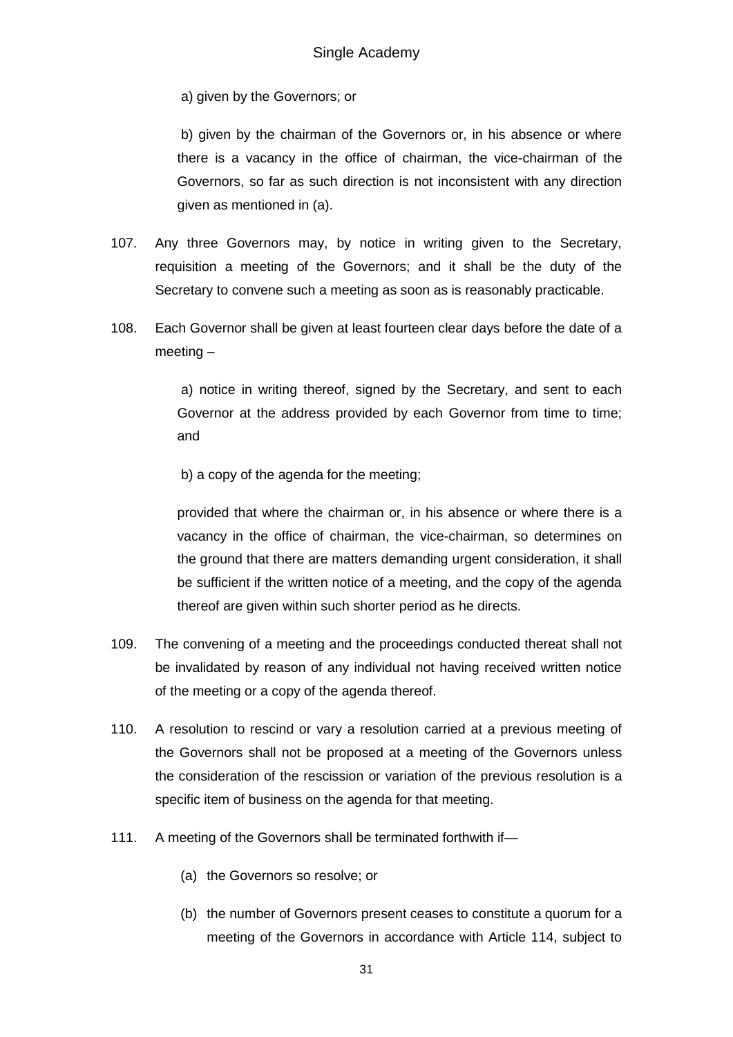a) given by the Governors; or

b) given by the chairman of the Governors or, in his absence or where there is a vacancy in the office of chairman, the vice-chairman of the Governors, so far as such direction is not inconsistent with any direction given as mentioned in (a).

107. Any three Governors may, by notice in writing given to the Secretary, requisition a meeting of the Governors; and it shall be the duty of the Secretary to convene such a meeting as soon as is reasonably practicable.

108. Each Governor shall be given at least fourteen clear days before the date of a meeting –

a) notice in writing thereof, signed by the Secretary, and sent to each Governor at the address provided by each Governor from time to time; and

b) a copy of the agenda for the meeting;

provided that where the chairman or, in his absence or where there is a vacancy in the office of chairman, the vice-chairman, so determines on the ground that there are matters demanding urgent consideration, it shall be sufficient if the written notice of a meeting, and the copy of the agenda thereof are given within such shorter period as he directs.

109. The convening of a meeting and the proceedings conducted thereat shall not be invalidated by reason of any individual not having received written notice of the meeting or a copy of the agenda thereof.

110. A resolution to rescind or vary a resolution carried at a previous meeting of the Governors shall not be proposed at a meeting of the Governors unless the consideration of the rescission or variation of the previous resolution is a specific item of business on the agenda for that meeting.

111. A meeting of the Governors shall be terminated forthwith if—

(a) the Governors so resolve; or

(b) the number of Governors present ceases to constitute a quorum for a meeting of the Governors in accordance with Article 114, subject to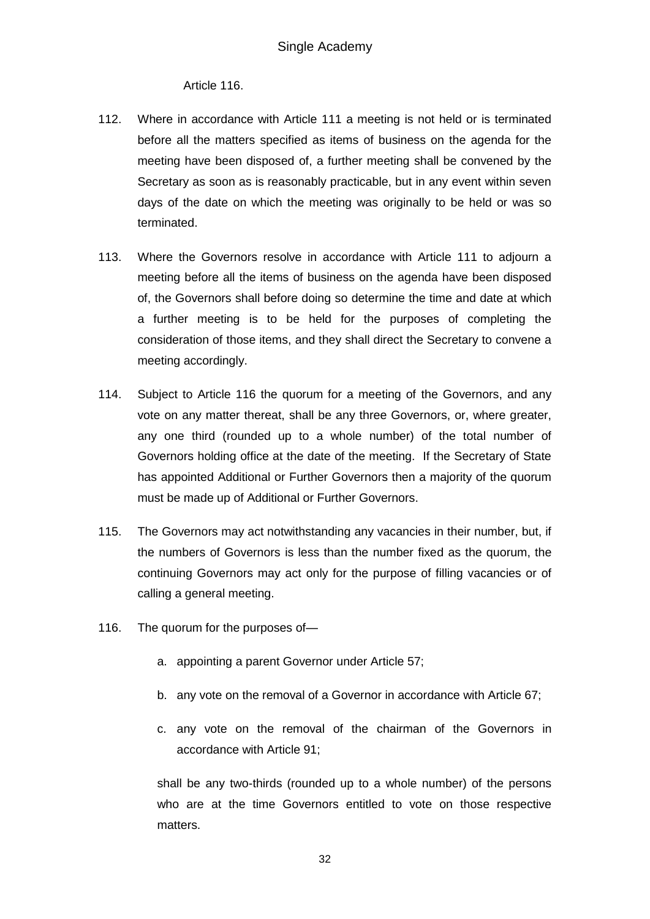Article 116.

112. Where in accordance with Article 111 a meeting is not held or is terminated before all the matters specified as items of business on the agenda for the meeting have been disposed of, a further meeting shall be convened by the Secretary as soon as is reasonably practicable, but in any event within seven days of the date on which the meeting was originally to be held or was so terminated.

113. Where the Governors resolve in accordance with Article 111 to adjourn a meeting before all the items of business on the agenda have been disposed of, the Governors shall before doing so determine the time and date at which a further meeting is to be held for the purposes of completing the consideration of those items, and they shall direct the Secretary to convene a meeting accordingly.

114. Subject to Article 116 the quorum for a meeting of the Governors, and any vote on any matter thereat, shall be any three Governors, or, where greater, any one third (rounded up to a whole number) of the total number of Governors holding office at the date of the meeting. If the Secretary of State has appointed Additional or Further Governors then a majority of the quorum must be made up of Additional or Further Governors.

115. The Governors may act notwithstanding any vacancies in their number, but, if the numbers of Governors is less than the number fixed as the quorum, the continuing Governors may act only for the purpose of filling vacancies or of calling a general meeting.

116. The quorum for the purposes of—

    a. appointing a parent Governor under Article 57;

    b. any vote on the removal of a Governor in accordance with Article 67;

    c. any vote on the removal of the chairman of the Governors in accordance with Article 91;

    shall be any two-thirds (rounded up to a whole number) of the persons who are at the time Governors entitled to vote on those respective matters.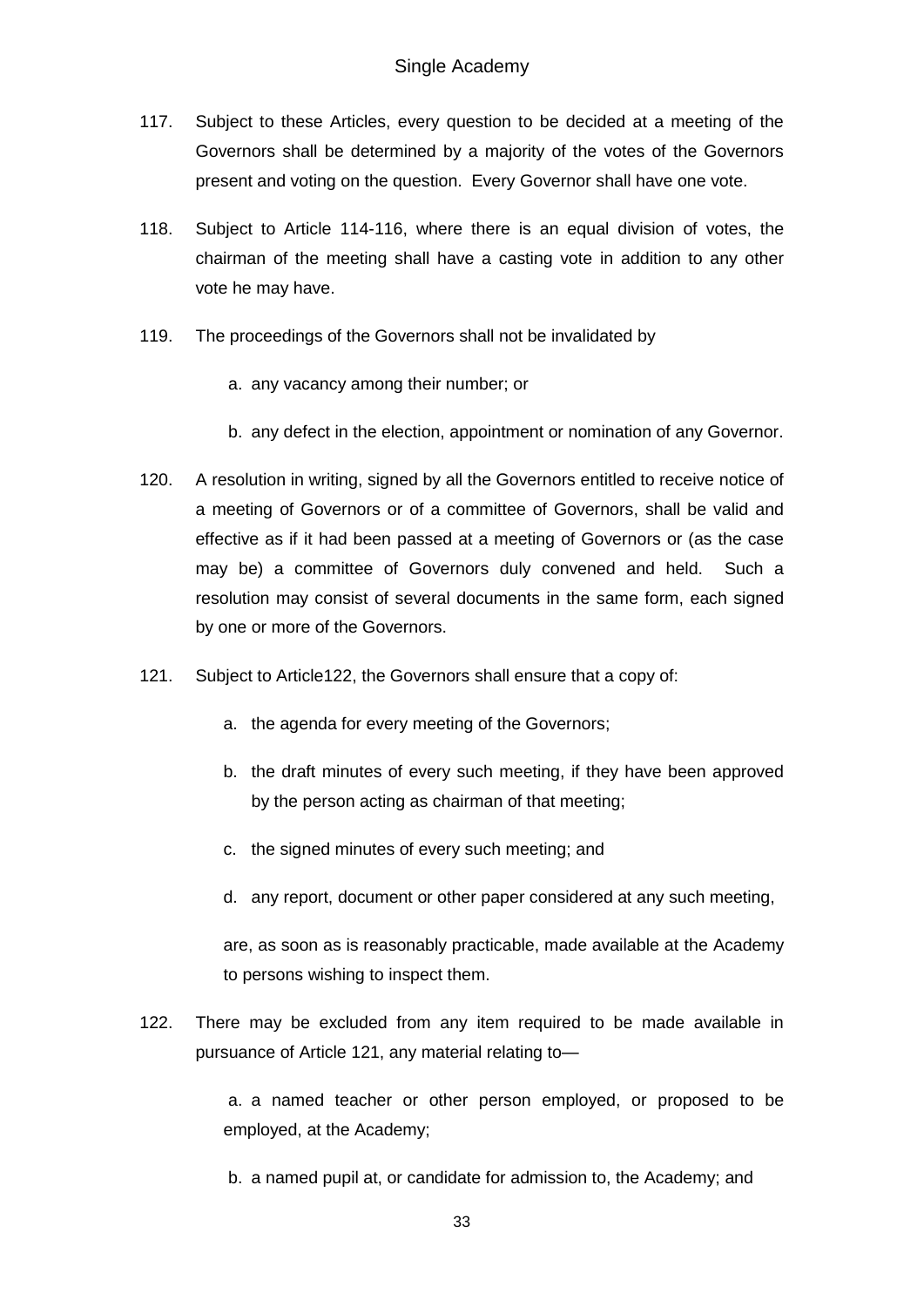117. Subject to these Articles, every question to be decided at a meeting of the Governors shall be determined by a majority of the votes of the Governors present and voting on the question. Every Governor shall have one vote.

118. Subject to Article 114-116, where there is an equal division of votes, the chairman of the meeting shall have a casting vote in addition to any other vote he may have.

119. The proceedings of the Governors shall not be invalidated by

    a. any vacancy among their number; or

    b. any defect in the election, appointment or nomination of any Governor.

120. A resolution in writing, signed by all the Governors entitled to receive notice of a meeting of Governors or of a committee of Governors, shall be valid and effective as if it had been passed at a meeting of Governors or (as the case may be) a committee of Governors duly convened and held. Such a resolution may consist of several documents in the same form, each signed by one or more of the Governors.

121. Subject to Article122, the Governors shall ensure that a copy of:

    a. the agenda for every meeting of the Governors;

    b. the draft minutes of every such meeting, if they have been approved by the person acting as chairman of that meeting;

    c. the signed minutes of every such meeting; and

    d. any report, document or other paper considered at any such meeting,

    are, as soon as is reasonably practicable, made available at the Academy to persons wishing to inspect them.

122. There may be excluded from any item required to be made available in pursuance of Article 121, any material relating to—

    a. a named teacher or other person employed, or proposed to be employed, at the Academy;

    b. a named pupil at, or candidate for admission to, the Academy; and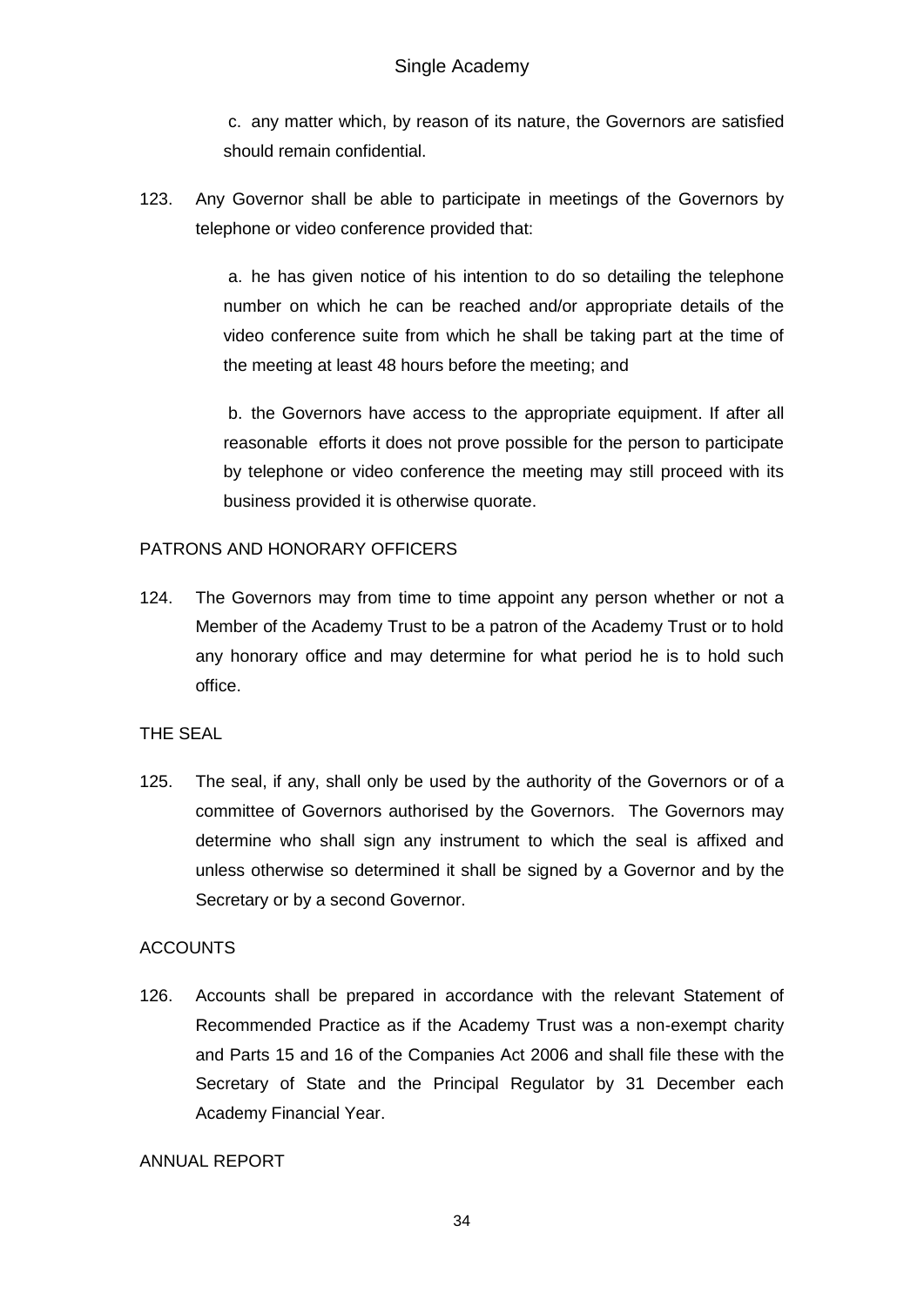c. any matter which, by reason of its nature, the Governors are satisfied should remain confidential.

123. Any Governor shall be able to participate in meetings of the Governors by telephone or video conference provided that:

a. he has given notice of his intention to do so detailing the telephone number on which he can be reached and/or appropriate details of the video conference suite from which he shall be taking part at the time of the meeting at least 48 hours before the meeting; and

b. the Governors have access to the appropriate equipment. If after all reasonable efforts it does not prove possible for the person to participate by telephone or video conference the meeting may still proceed with its business provided it is otherwise quorate.

## PATRONS AND HONORARY OFFICERS

124. The Governors may from time to time appoint any person whether or not a Member of the Academy Trust to be a patron of the Academy Trust or to hold any honorary office and may determine for what period he is to hold such office.

## THE SEAL

125. The seal, if any, shall only be used by the authority of the Governors or of a committee of Governors authorised by the Governors. The Governors may determine who shall sign any instrument to which the seal is affixed and unless otherwise so determined it shall be signed by a Governor and by the Secretary or by a second Governor.

## ACCOUNTS

126. Accounts shall be prepared in accordance with the relevant Statement of Recommended Practice as if the Academy Trust was a non-exempt charity and Parts 15 and 16 of the Companies Act 2006 and shall file these with the Secretary of State and the Principal Regulator by 31 December each Academy Financial Year.

## ANNUAL REPORT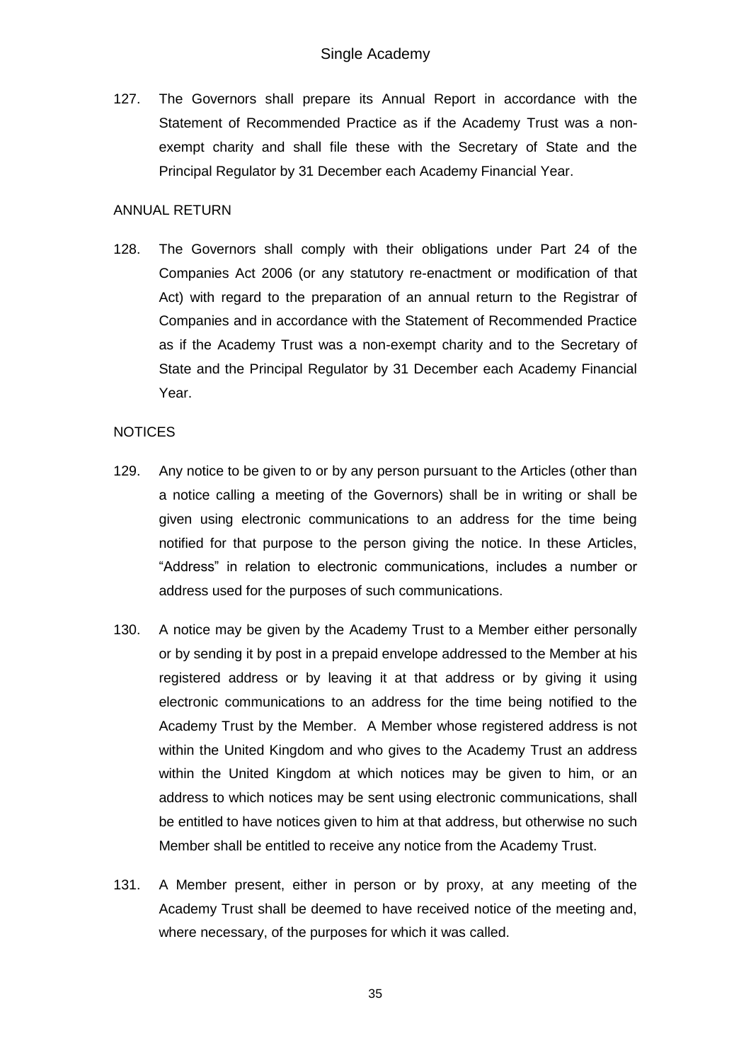127. The Governors shall prepare its Annual Report in accordance with the Statement of Recommended Practice as if the Academy Trust was a non-exempt charity and shall file these with the Secretary of State and the Principal Regulator by 31 December each Academy Financial Year.

## ANNUAL RETURN

128. The Governors shall comply with their obligations under Part 24 of the Companies Act 2006 (or any statutory re-enactment or modification of that Act) with regard to the preparation of an annual return to the Registrar of Companies and in accordance with the Statement of Recommended Practice as if the Academy Trust was a non-exempt charity and to the Secretary of State and the Principal Regulator by 31 December each Academy Financial Year.

## NOTICES

129. Any notice to be given to or by any person pursuant to the Articles (other than a notice calling a meeting of the Governors) shall be in writing or shall be given using electronic communications to an address for the time being notified for that purpose to the person giving the notice. In these Articles, "Address" in relation to electronic communications, includes a number or address used for the purposes of such communications.

130. A notice may be given by the Academy Trust to a Member either personally or by sending it by post in a prepaid envelope addressed to the Member at his registered address or by leaving it at that address or by giving it using electronic communications to an address for the time being notified to the Academy Trust by the Member. A Member whose registered address is not within the United Kingdom and who gives to the Academy Trust an address within the United Kingdom at which notices may be given to him, or an address to which notices may be sent using electronic communications, shall be entitled to have notices given to him at that address, but otherwise no such Member shall be entitled to receive any notice from the Academy Trust.

131. A Member present, either in person or by proxy, at any meeting of the Academy Trust shall be deemed to have received notice of the meeting and, where necessary, of the purposes for which it was called.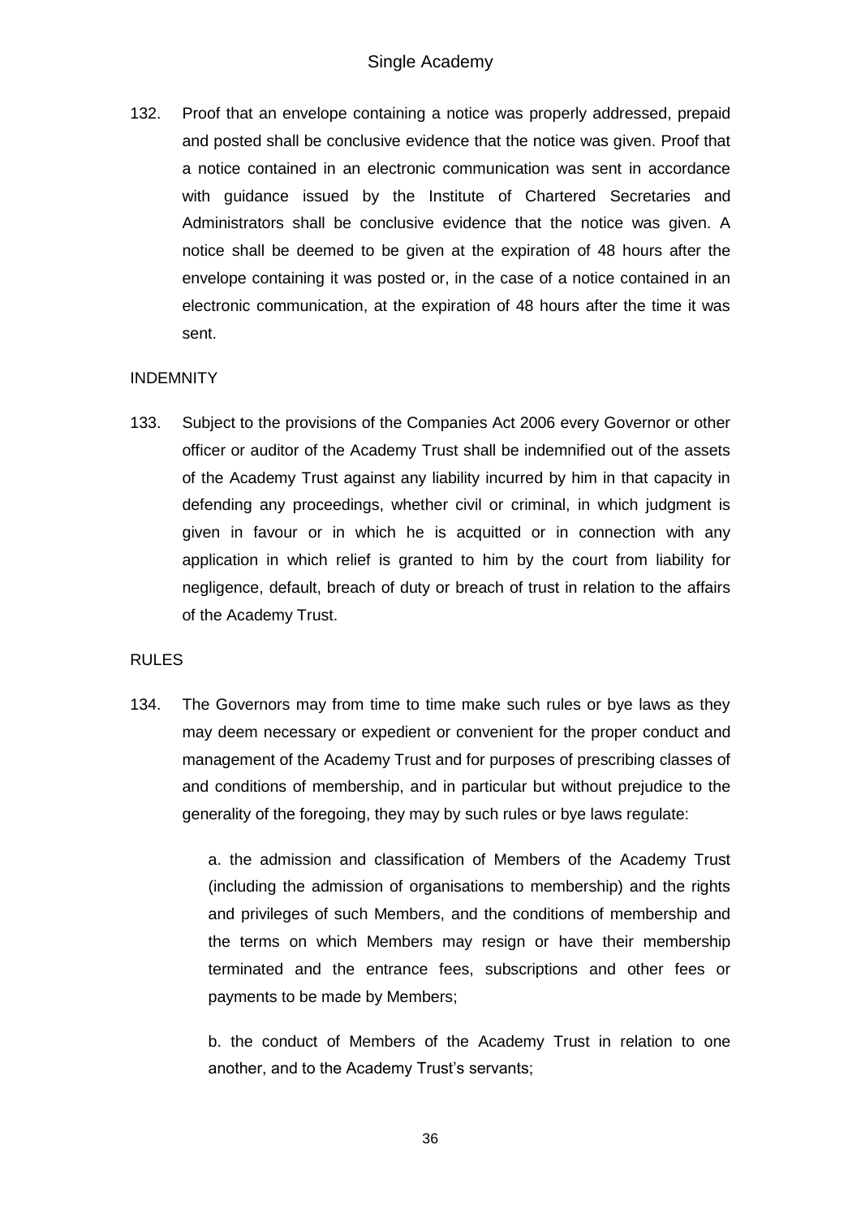132. Proof that an envelope containing a notice was properly addressed, prepaid and posted shall be conclusive evidence that the notice was given. Proof that a notice contained in an electronic communication was sent in accordance with guidance issued by the Institute of Chartered Secretaries and Administrators shall be conclusive evidence that the notice was given. A notice shall be deemed to be given at the expiration of 48 hours after the envelope containing it was posted or, in the case of a notice contained in an electronic communication, at the expiration of 48 hours after the time it was sent.

INDEMNITY

133. Subject to the provisions of the Companies Act 2006 every Governor or other officer or auditor of the Academy Trust shall be indemnified out of the assets of the Academy Trust against any liability incurred by him in that capacity in defending any proceedings, whether civil or criminal, in which judgment is given in favour or in which he is acquitted or in connection with any application in which relief is granted to him by the court from liability for negligence, default, breach of duty or breach of trust in relation to the affairs of the Academy Trust.

RULES

134. The Governors may from time to time make such rules or bye laws as they may deem necessary or expedient or convenient for the proper conduct and management of the Academy Trust and for purposes of prescribing classes of and conditions of membership, and in particular but without prejudice to the generality of the foregoing, they may by such rules or bye laws regulate:

    a. the admission and classification of Members of the Academy Trust (including the admission of organisations to membership) and the rights and privileges of such Members, and the conditions of membership and the terms on which Members may resign or have their membership terminated and the entrance fees, subscriptions and other fees or payments to be made by Members;

    b. the conduct of Members of the Academy Trust in relation to one another, and to the Academy Trust's servants;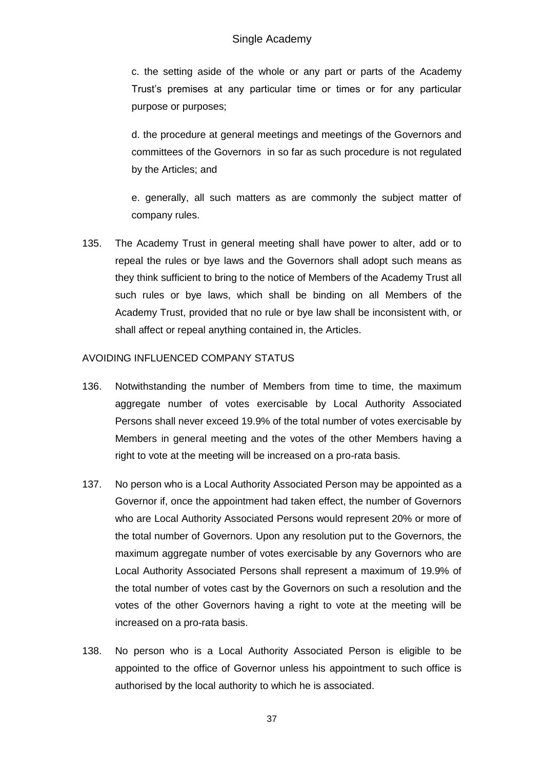c. the setting aside of the whole or any part or parts of the Academy Trust's premises at any particular time or times or for any particular purpose or purposes;

d. the procedure at general meetings and meetings of the Governors and committees of the Governors in so far as such procedure is not regulated by the Articles; and

e. generally, all such matters as are commonly the subject matter of company rules.

135. The Academy Trust in general meeting shall have power to alter, add or to repeal the rules or bye laws and the Governors shall adopt such means as they think sufficient to bring to the notice of Members of the Academy Trust all such rules or bye laws, which shall be binding on all Members of the Academy Trust, provided that no rule or bye law shall be inconsistent with, or shall affect or repeal anything contained in, the Articles.

AVOIDING INFLUENCED COMPANY STATUS

136. Notwithstanding the number of Members from time to time, the maximum aggregate number of votes exercisable by Local Authority Associated Persons shall never exceed 19.9% of the total number of votes exercisable by Members in general meeting and the votes of the other Members having a right to vote at the meeting will be increased on a pro-rata basis.

137. No person who is a Local Authority Associated Person may be appointed as a Governor if, once the appointment had taken effect, the number of Governors who are Local Authority Associated Persons would represent 20% or more of the total number of Governors. Upon any resolution put to the Governors, the maximum aggregate number of votes exercisable by any Governors who are Local Authority Associated Persons shall represent a maximum of 19.9% of the total number of votes cast by the Governors on such a resolution and the votes of the other Governors having a right to vote at the meeting will be increased on a pro-rata basis.

138. No person who is a Local Authority Associated Person is eligible to be appointed to the office of Governor unless his appointment to such office is authorised by the local authority to which he is associated.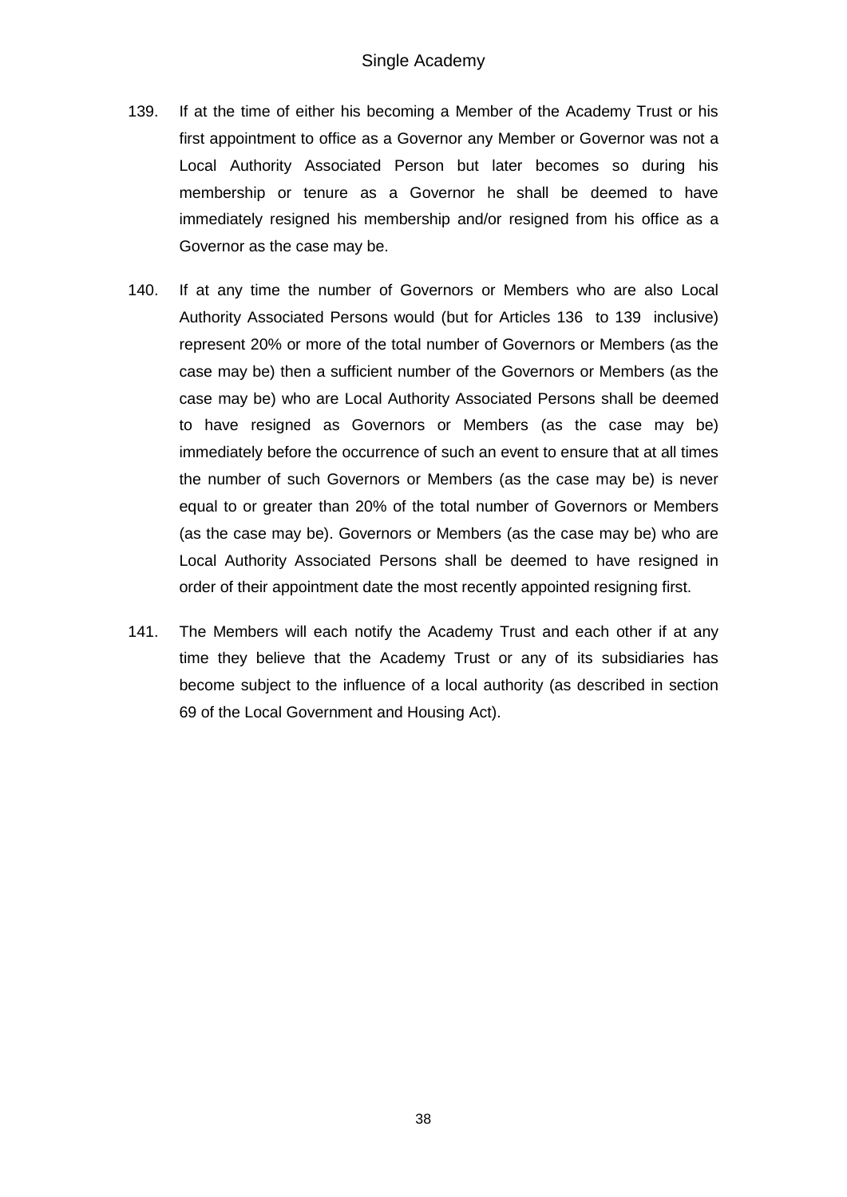139. If at the time of either his becoming a Member of the Academy Trust or his first appointment to office as a Governor any Member or Governor was not a Local Authority Associated Person but later becomes so during his membership or tenure as a Governor he shall be deemed to have immediately resigned his membership and/or resigned from his office as a Governor as the case may be.

140. If at any time the number of Governors or Members who are also Local Authority Associated Persons would (but for Articles 136 to 139 inclusive) represent 20% or more of the total number of Governors or Members (as the case may be) then a sufficient number of the Governors or Members (as the case may be) who are Local Authority Associated Persons shall be deemed to have resigned as Governors or Members (as the case may be) immediately before the occurrence of such an event to ensure that at all times the number of such Governors or Members (as the case may be) is never equal to or greater than 20% of the total number of Governors or Members (as the case may be). Governors or Members (as the case may be) who are Local Authority Associated Persons shall be deemed to have resigned in order of their appointment date the most recently appointed resigning first.

141. The Members will each notify the Academy Trust and each other if at any time they believe that the Academy Trust or any of its subsidiaries has become subject to the influence of a local authority (as described in section 69 of the Local Government and Housing Act).